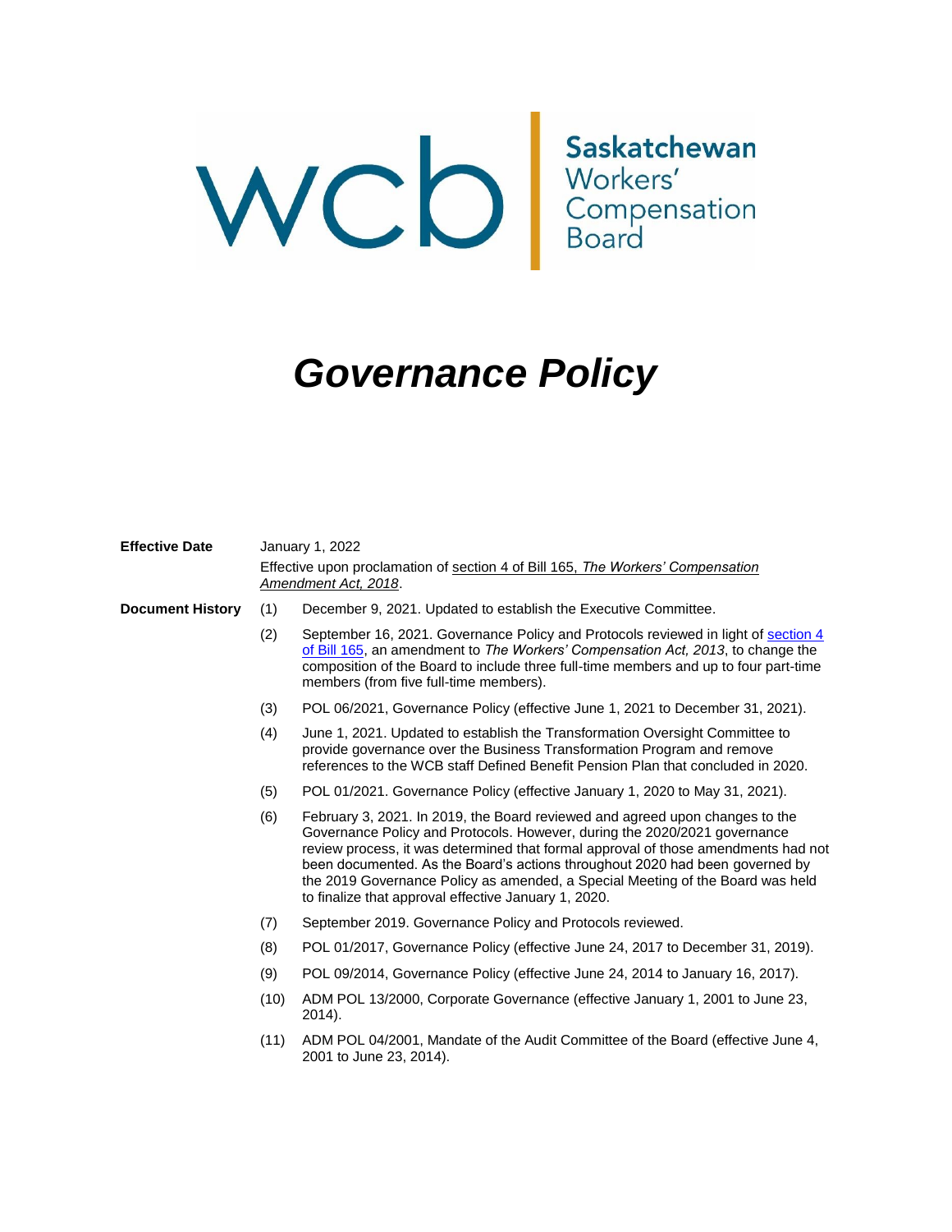wcb Saskatchewan Workers' Compensation Board

# *Governance Policy*

**Effective Date**

January 1, 2022

Effective upon proclamation of section 4 of Bill 165, *The Workers' Compensation Amendment Act, 2018*.

**Document History**

(1) December 9, 2021. Updated to establish the Executive Committee.

(2) September 16, 2021. Governance Policy and Protocols reviewed in light of section 4 of Bill 165, an amendment to *The Workers' Compensation Act, 2013*, to change the composition of the Board to include three full-time members and up to four part-time members (from five full-time members).

(3) POL 06/2021, Governance Policy (effective June 1, 2021 to December 31, 2021).

(4) June 1, 2021. Updated to establish the Transformation Oversight Committee to provide governance over the Business Transformation Program and remove references to the WCB staff Defined Benefit Pension Plan that concluded in 2020.

(5) POL 01/2021. Governance Policy (effective January 1, 2020 to May 31, 2021).

(6) February 3, 2021. In 2019, the Board reviewed and agreed upon changes to the Governance Policy and Protocols. However, during the 2020/2021 governance review process, it was determined that formal approval of those amendments had not been documented. As the Board's actions throughout 2020 had been governed by the 2019 Governance Policy as amended, a Special Meeting of the Board was held to finalize that approval effective January 1, 2020.

(7) September 2019. Governance Policy and Protocols reviewed.

(8) POL 01/2017, Governance Policy (effective June 24, 2017 to December 31, 2019).

(9) POL 09/2014, Governance Policy (effective June 24, 2014 to January 16, 2017).

(10) ADM POL 13/2000, Corporate Governance (effective January 1, 2001 to June 23, 2014).

(11) ADM POL 04/2001, Mandate of the Audit Committee of the Board (effective June 4, 2001 to June 23, 2014).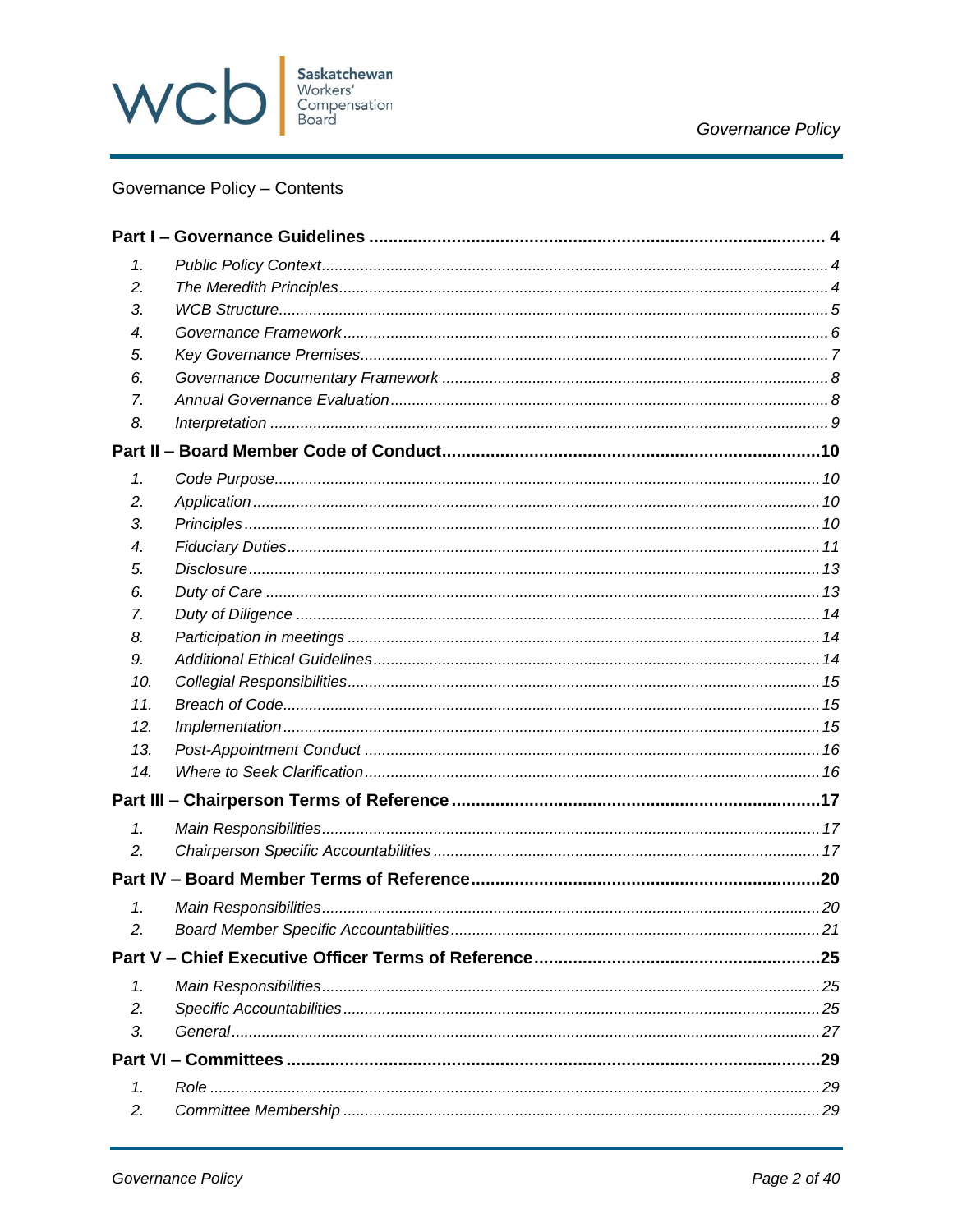Governance Policy – Contents

| | | |
|---|---|---|
| **Part I – Governance Guidelines** | | **4** |
| *1.* | *Public Policy Context* | *4* |
| *2.* | *The Meredith Principles* | *4* |
| *3.* | *WCB Structure* | *5* |
| *4.* | *Governance Framework* | *6* |
| *5.* | *Key Governance Premises* | *7* |
| *6.* | *Governance Documentary Framework* | *8* |
| *7.* | *Annual Governance Evaluation* | *8* |
| *8.* | *Interpretation* | *9* |
| **Part II – Board Member Code of Conduct** | | **10** |
| *1.* | *Code Purpose* | *10* |
| *2.* | *Application* | *10* |
| *3.* | *Principles* | *10* |
| *4.* | *Fiduciary Duties* | *11* |
| *5.* | *Disclosure* | *13* |
| *6.* | *Duty of Care* | *13* |
| *7.* | *Duty of Diligence* | *14* |
| *8.* | *Participation in meetings* | *14* |
| *9.* | *Additional Ethical Guidelines* | *14* |
| *10.* | *Collegial Responsibilities* | *15* |
| *11.* | *Breach of Code* | *15* |
| *12.* | *Implementation* | *15* |
| *13.* | *Post-Appointment Conduct* | *16* |
| *14.* | *Where to Seek Clarification* | *16* |
| **Part III – Chairperson Terms of Reference** | | **17** |
| *1.* | *Main Responsibilities* | *17* |
| *2.* | *Chairperson Specific Accountabilities* | *17* |
| **Part IV – Board Member Terms of Reference** | | **20** |
| *1.* | *Main Responsibilities* | *20* |
| *2.* | *Board Member Specific Accountabilities* | *21* |
| **Part V – Chief Executive Officer Terms of Reference** | | **25** |
| *1.* | *Main Responsibilities* | *25* |
| *2.* | *Specific Accountabilities* | *25* |
| *3.* | *General* | *27* |
| **Part VI – Committees** | | **29** |
| *1.* | *Role* | *29* |
| *2.* | *Committee Membership* | *29* |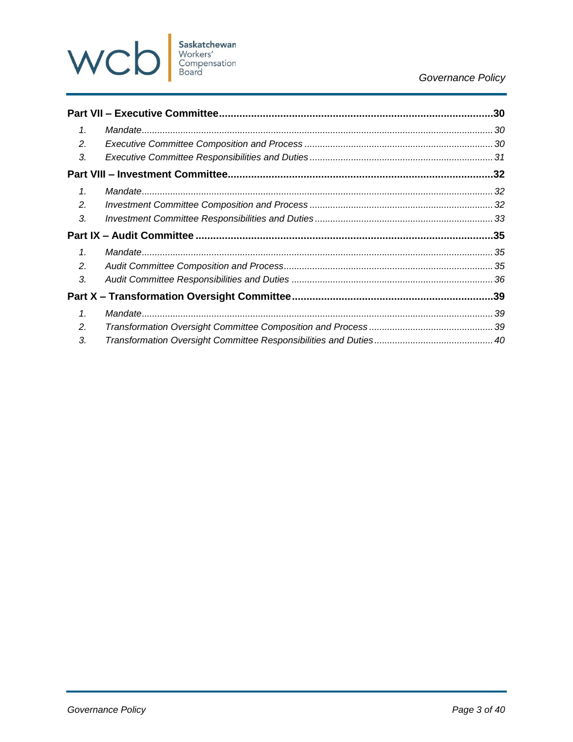**Part VII – Executive Committee** ........................................ **30**

1. *Mandate* ........................................ *30*
2. *Executive Committee Composition and Process* ........................................ *30*
3. *Executive Committee Responsibilities and Duties* ........................................ *31*

**Part VIII – Investment Committee** ........................................ **32**

1. *Mandate* ........................................ *32*
2. *Investment Committee Composition and Process* ........................................ *32*
3. *Investment Committee Responsibilities and Duties* ........................................ *33*

**Part IX – Audit Committee** ........................................ **35**

1. *Mandate* ........................................ *35*
2. *Audit Committee Composition and Process* ........................................ *35*
3. *Audit Committee Responsibilities and Duties* ........................................ *36*

**Part X – Transformation Oversight Committee** ........................................ **39**

1. *Mandate* ........................................ *39*
2. *Transformation Oversight Committee Composition and Process* ........................................ *39*
3. *Transformation Oversight Committee Responsibilities and Duties* ........................................ *40*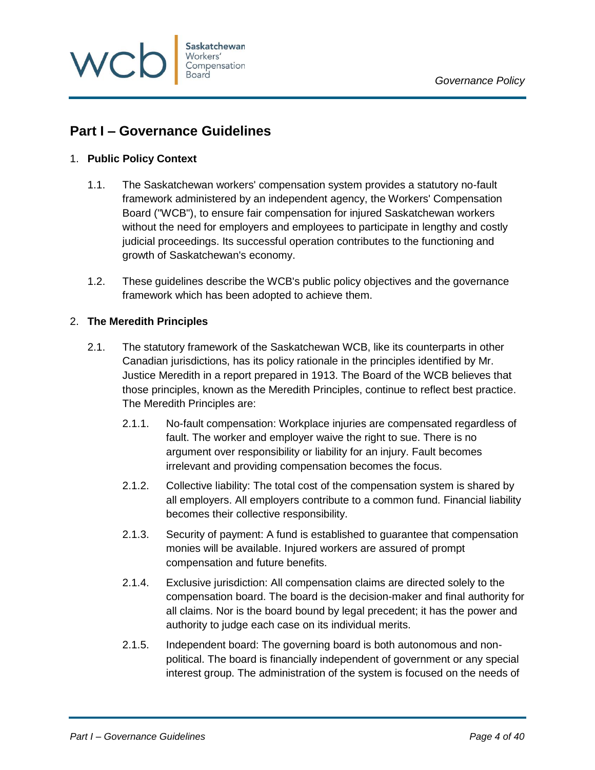## Part I – Governance Guidelines

1. **Public Policy Context**

   1.1. The Saskatchewan workers' compensation system provides a statutory no-fault framework administered by an independent agency, the Workers' Compensation Board ("WCB"), to ensure fair compensation for injured Saskatchewan workers without the need for employers and employees to participate in lengthy and costly judicial proceedings. Its successful operation contributes to the functioning and growth of Saskatchewan's economy.

   1.2. These guidelines describe the WCB's public policy objectives and the governance framework which has been adopted to achieve them.

2. **The Meredith Principles**

   2.1. The statutory framework of the Saskatchewan WCB, like its counterparts in other Canadian jurisdictions, has its policy rationale in the principles identified by Mr. Justice Meredith in a report prepared in 1913. The Board of the WCB believes that those principles, known as the Meredith Principles, continue to reflect best practice. The Meredith Principles are:

      2.1.1. No-fault compensation: Workplace injuries are compensated regardless of fault. The worker and employer waive the right to sue. There is no argument over responsibility or liability for an injury. Fault becomes irrelevant and providing compensation becomes the focus.

      2.1.2. Collective liability: The total cost of the compensation system is shared by all employers. All employers contribute to a common fund. Financial liability becomes their collective responsibility.

      2.1.3. Security of payment: A fund is established to guarantee that compensation monies will be available. Injured workers are assured of prompt compensation and future benefits.

      2.1.4. Exclusive jurisdiction: All compensation claims are directed solely to the compensation board. The board is the decision-maker and final authority for all claims. Nor is the board bound by legal precedent; it has the power and authority to judge each case on its individual merits.

      2.1.5. Independent board: The governing board is both autonomous and non-political. The board is financially independent of government or any special interest group. The administration of the system is focused on the needs of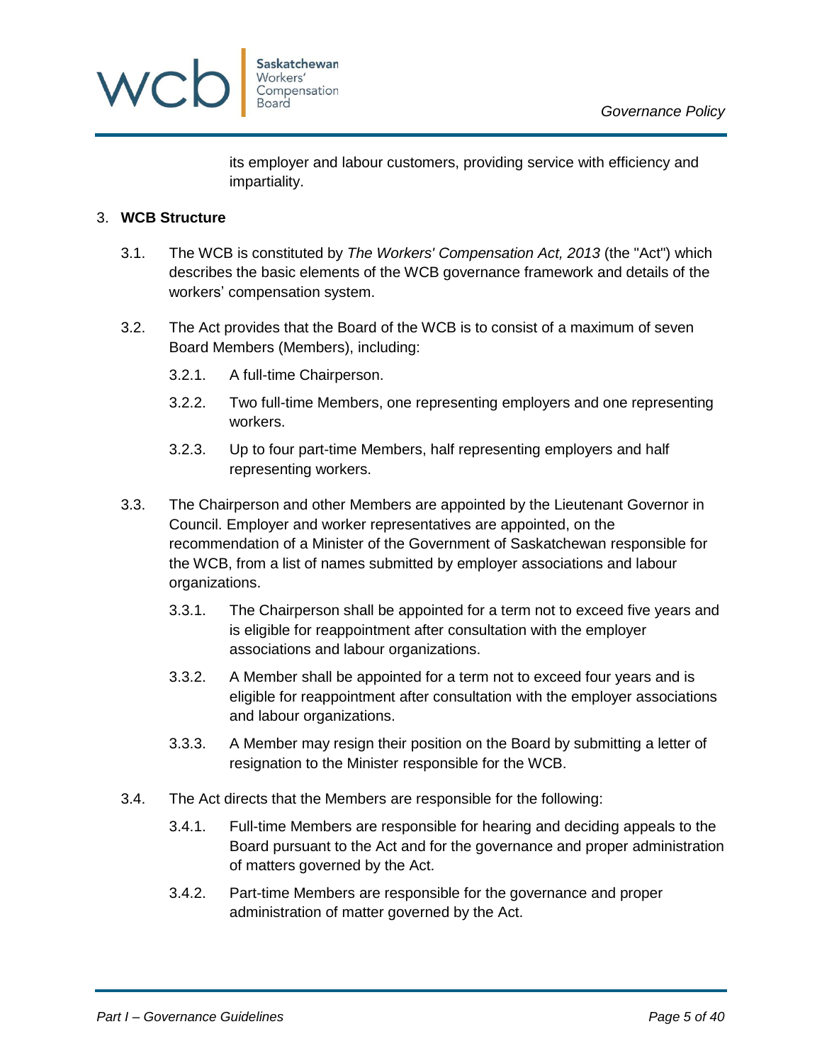its employer and labour customers, providing service with efficiency and impartiality.

3. **WCB Structure**

3.1. The WCB is constituted by *The Workers' Compensation Act, 2013* (the "Act") which describes the basic elements of the WCB governance framework and details of the workers' compensation system.

3.2. The Act provides that the Board of the WCB is to consist of a maximum of seven Board Members (Members), including:

3.2.1. A full-time Chairperson.

3.2.2. Two full-time Members, one representing employers and one representing workers.

3.2.3. Up to four part-time Members, half representing employers and half representing workers.

3.3. The Chairperson and other Members are appointed by the Lieutenant Governor in Council. Employer and worker representatives are appointed, on the recommendation of a Minister of the Government of Saskatchewan responsible for the WCB, from a list of names submitted by employer associations and labour organizations.

3.3.1. The Chairperson shall be appointed for a term not to exceed five years and is eligible for reappointment after consultation with the employer associations and labour organizations.

3.3.2. A Member shall be appointed for a term not to exceed four years and is eligible for reappointment after consultation with the employer associations and labour organizations.

3.3.3. A Member may resign their position on the Board by submitting a letter of resignation to the Minister responsible for the WCB.

3.4. The Act directs that the Members are responsible for the following:

3.4.1. Full-time Members are responsible for hearing and deciding appeals to the Board pursuant to the Act and for the governance and proper administration of matters governed by the Act.

3.4.2. Part-time Members are responsible for the governance and proper administration of matter governed by the Act.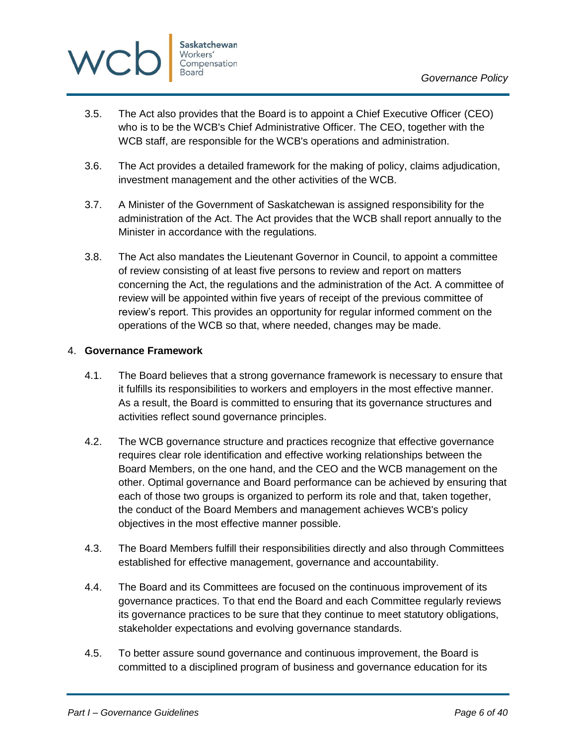3.5. The Act also provides that the Board is to appoint a Chief Executive Officer (CEO) who is to be the WCB's Chief Administrative Officer. The CEO, together with the WCB staff, are responsible for the WCB's operations and administration.

3.6. The Act provides a detailed framework for the making of policy, claims adjudication, investment management and the other activities of the WCB.

3.7. A Minister of the Government of Saskatchewan is assigned responsibility for the administration of the Act. The Act provides that the WCB shall report annually to the Minister in accordance with the regulations.

3.8. The Act also mandates the Lieutenant Governor in Council, to appoint a committee of review consisting of at least five persons to review and report on matters concerning the Act, the regulations and the administration of the Act. A committee of review will be appointed within five years of receipt of the previous committee of review's report. This provides an opportunity for regular informed comment on the operations of the WCB so that, where needed, changes may be made.

4. **Governance Framework**

4.1. The Board believes that a strong governance framework is necessary to ensure that it fulfills its responsibilities to workers and employers in the most effective manner. As a result, the Board is committed to ensuring that its governance structures and activities reflect sound governance principles.

4.2. The WCB governance structure and practices recognize that effective governance requires clear role identification and effective working relationships between the Board Members, on the one hand, and the CEO and the WCB management on the other. Optimal governance and Board performance can be achieved by ensuring that each of those two groups is organized to perform its role and that, taken together, the conduct of the Board Members and management achieves WCB's policy objectives in the most effective manner possible.

4.3. The Board Members fulfill their responsibilities directly and also through Committees established for effective management, governance and accountability.

4.4. The Board and its Committees are focused on the continuous improvement of its governance practices. To that end the Board and each Committee regularly reviews its governance practices to be sure that they continue to meet statutory obligations, stakeholder expectations and evolving governance standards.

4.5. To better assure sound governance and continuous improvement, the Board is committed to a disciplined program of business and governance education for its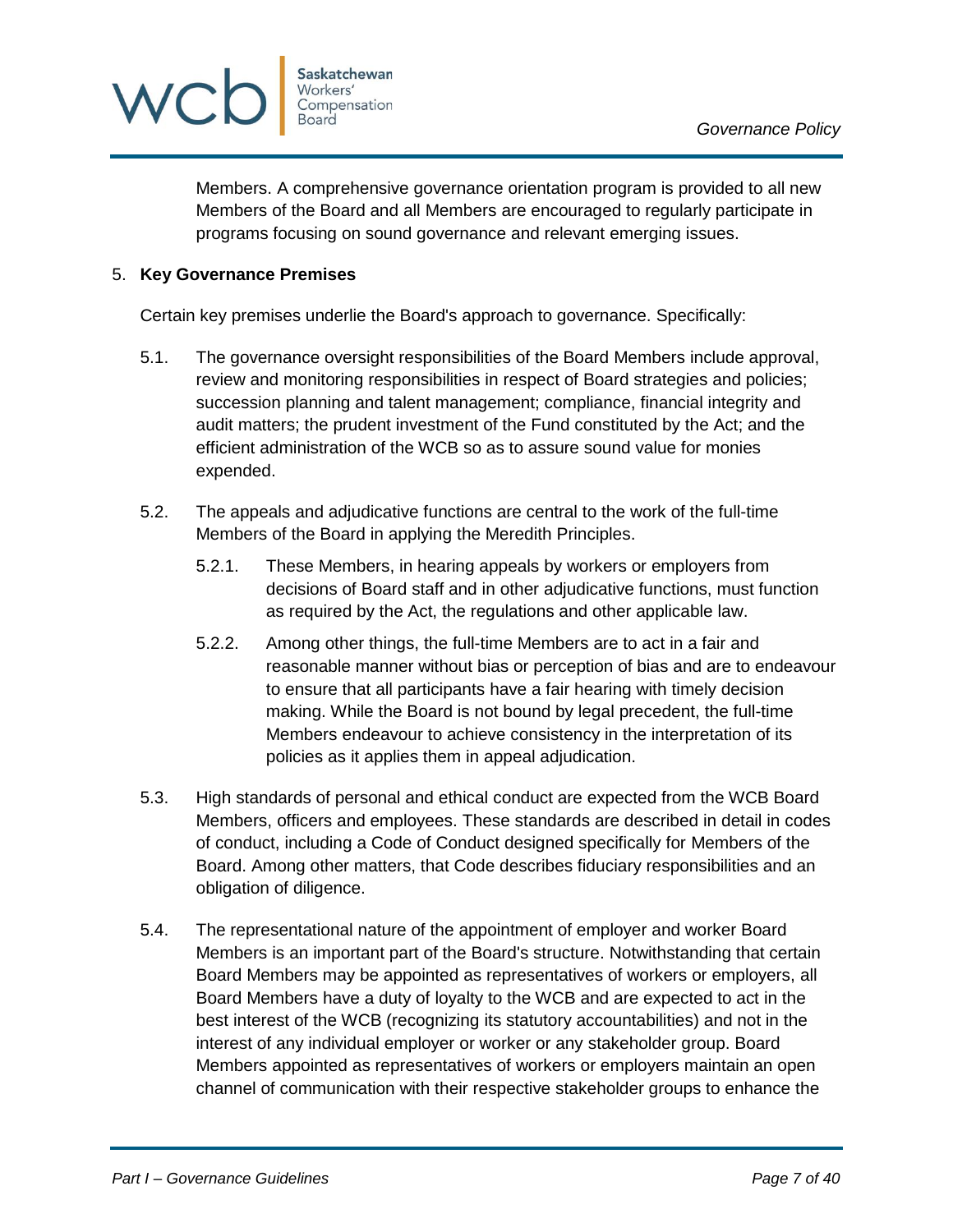Members. A comprehensive governance orientation program is provided to all new Members of the Board and all Members are encouraged to regularly participate in programs focusing on sound governance and relevant emerging issues.

5. **Key Governance Premises**

Certain key premises underlie the Board's approach to governance. Specifically:

5.1. The governance oversight responsibilities of the Board Members include approval, review and monitoring responsibilities in respect of Board strategies and policies; succession planning and talent management; compliance, financial integrity and audit matters; the prudent investment of the Fund constituted by the Act; and the efficient administration of the WCB so as to assure sound value for monies expended.

5.2. The appeals and adjudicative functions are central to the work of the full-time Members of the Board in applying the Meredith Principles.

5.2.1. These Members, in hearing appeals by workers or employers from decisions of Board staff and in other adjudicative functions, must function as required by the Act, the regulations and other applicable law.

5.2.2. Among other things, the full-time Members are to act in a fair and reasonable manner without bias or perception of bias and are to endeavour to ensure that all participants have a fair hearing with timely decision making. While the Board is not bound by legal precedent, the full-time Members endeavour to achieve consistency in the interpretation of its policies as it applies them in appeal adjudication.

5.3. High standards of personal and ethical conduct are expected from the WCB Board Members, officers and employees. These standards are described in detail in codes of conduct, including a Code of Conduct designed specifically for Members of the Board. Among other matters, that Code describes fiduciary responsibilities and an obligation of diligence.

5.4. The representational nature of the appointment of employer and worker Board Members is an important part of the Board's structure. Notwithstanding that certain Board Members may be appointed as representatives of workers or employers, all Board Members have a duty of loyalty to the WCB and are expected to act in the best interest of the WCB (recognizing its statutory accountabilities) and not in the interest of any individual employer or worker or any stakeholder group. Board Members appointed as representatives of workers or employers maintain an open channel of communication with their respective stakeholder groups to enhance the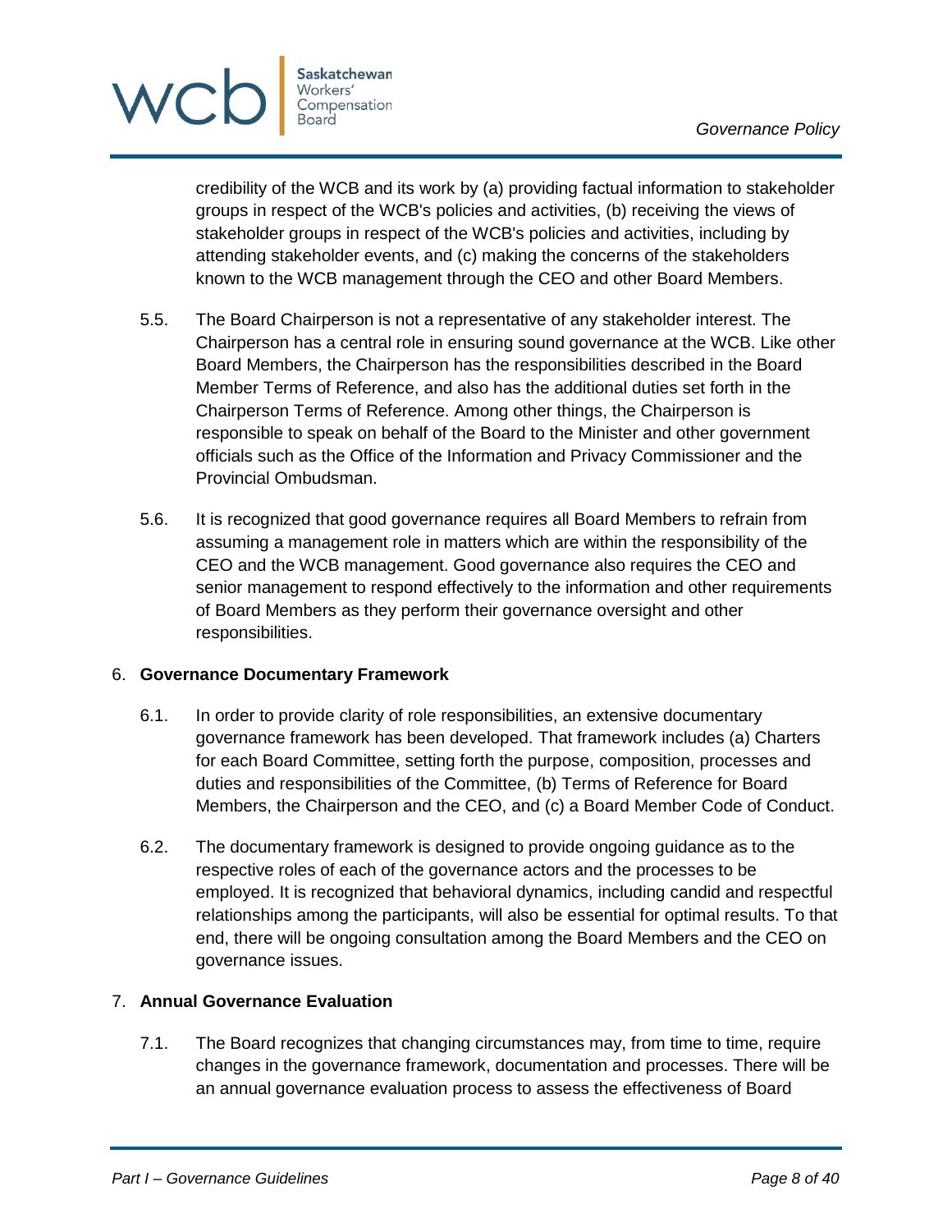credibility of the WCB and its work by (a) providing factual information to stakeholder groups in respect of the WCB's policies and activities, (b) receiving the views of stakeholder groups in respect of the WCB's policies and activities, including by attending stakeholder events, and (c) making the concerns of the stakeholders known to the WCB management through the CEO and other Board Members.

5.5. The Board Chairperson is not a representative of any stakeholder interest. The Chairperson has a central role in ensuring sound governance at the WCB. Like other Board Members, the Chairperson has the responsibilities described in the Board Member Terms of Reference, and also has the additional duties set forth in the Chairperson Terms of Reference. Among other things, the Chairperson is responsible to speak on behalf of the Board to the Minister and other government officials such as the Office of the Information and Privacy Commissioner and the Provincial Ombudsman.

5.6. It is recognized that good governance requires all Board Members to refrain from assuming a management role in matters which are within the responsibility of the CEO and the WCB management. Good governance also requires the CEO and senior management to respond effectively to the information and other requirements of Board Members as they perform their governance oversight and other responsibilities.

## 6. **Governance Documentary Framework**

6.1. In order to provide clarity of role responsibilities, an extensive documentary governance framework has been developed. That framework includes (a) Charters for each Board Committee, setting forth the purpose, composition, processes and duties and responsibilities of the Committee, (b) Terms of Reference for Board Members, the Chairperson and the CEO, and (c) a Board Member Code of Conduct.

6.2. The documentary framework is designed to provide ongoing guidance as to the respective roles of each of the governance actors and the processes to be employed. It is recognized that behavioral dynamics, including candid and respectful relationships among the participants, will also be essential for optimal results. To that end, there will be ongoing consultation among the Board Members and the CEO on governance issues.

## 7. **Annual Governance Evaluation**

7.1. The Board recognizes that changing circumstances may, from time to time, require changes in the governance framework, documentation and processes. There will be an annual governance evaluation process to assess the effectiveness of Board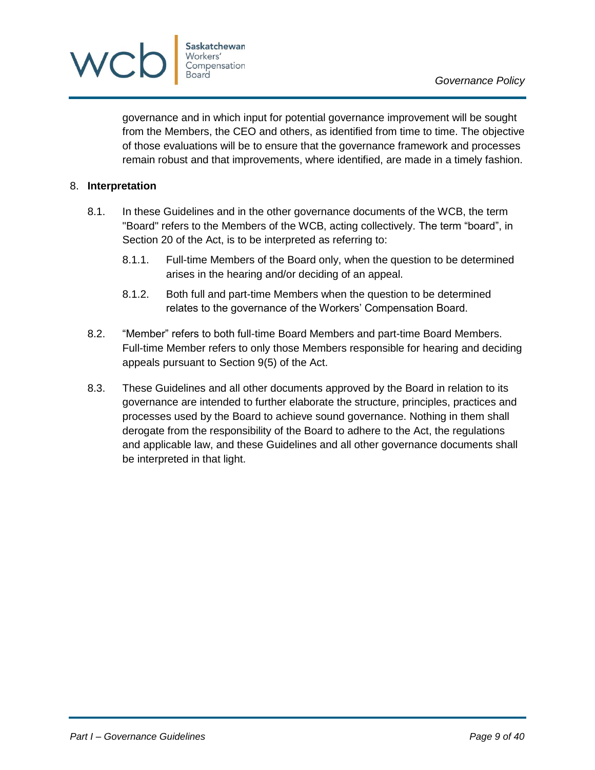governance and in which input for potential governance improvement will be sought from the Members, the CEO and others, as identified from time to time. The objective of those evaluations will be to ensure that the governance framework and processes remain robust and that improvements, where identified, are made in a timely fashion.

8. **Interpretation**

8.1. In these Guidelines and in the other governance documents of the WCB, the term "Board" refers to the Members of the WCB, acting collectively. The term "board", in Section 20 of the Act, is to be interpreted as referring to:

8.1.1. Full-time Members of the Board only, when the question to be determined arises in the hearing and/or deciding of an appeal.

8.1.2. Both full and part-time Members when the question to be determined relates to the governance of the Workers' Compensation Board.

8.2. "Member" refers to both full-time Board Members and part-time Board Members. Full-time Member refers to only those Members responsible for hearing and deciding appeals pursuant to Section 9(5) of the Act.

8.3. These Guidelines and all other documents approved by the Board in relation to its governance are intended to further elaborate the structure, principles, practices and processes used by the Board to achieve sound governance. Nothing in them shall derogate from the responsibility of the Board to adhere to the Act, the regulations and applicable law, and these Guidelines and all other governance documents shall be interpreted in that light.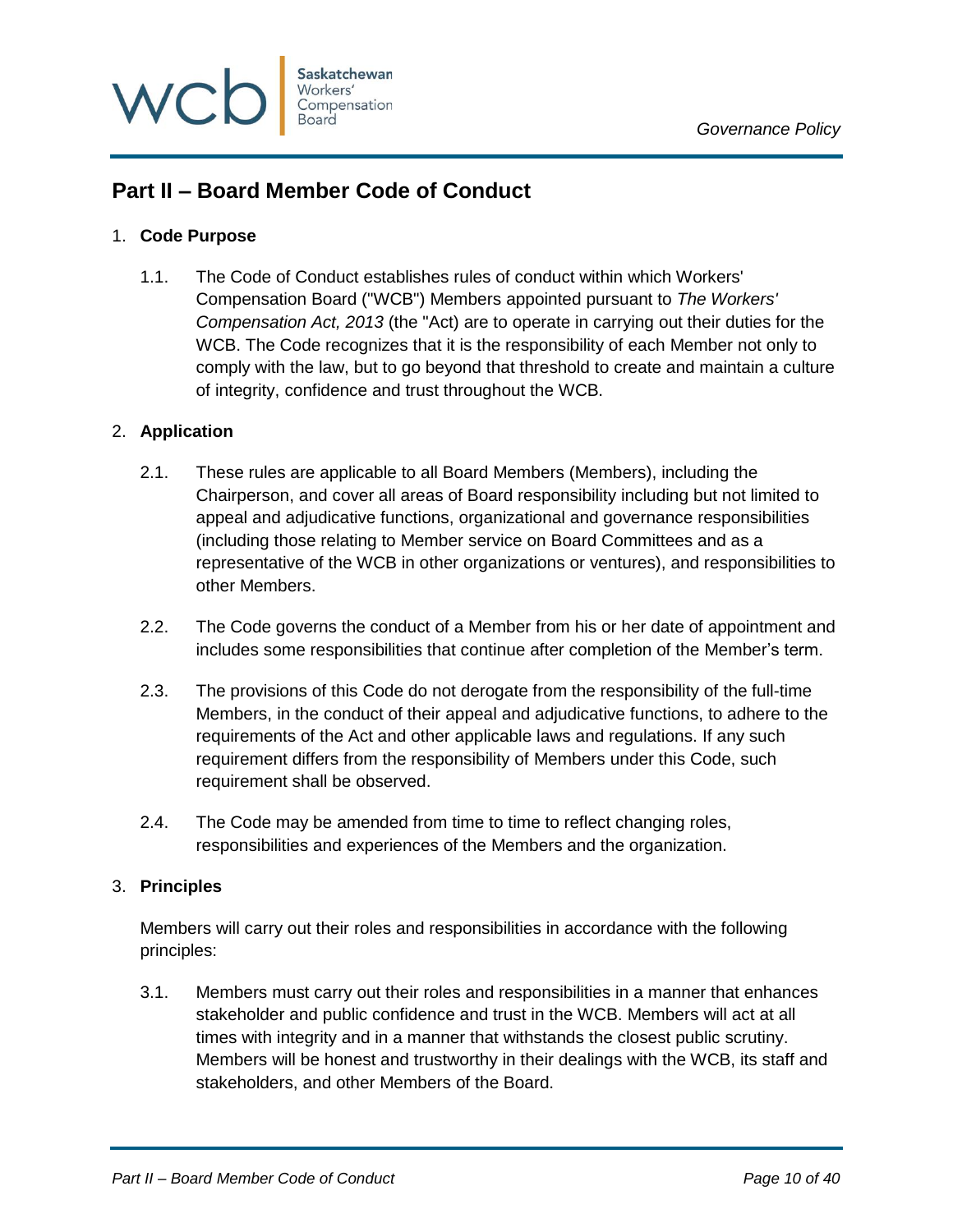## Part II – Board Member Code of Conduct

1. **Code Purpose**

   1.1. The Code of Conduct establishes rules of conduct within which Workers' Compensation Board ("WCB") Members appointed pursuant to *The Workers' Compensation Act, 2013* (the "Act) are to operate in carrying out their duties for the WCB. The Code recognizes that it is the responsibility of each Member not only to comply with the law, but to go beyond that threshold to create and maintain a culture of integrity, confidence and trust throughout the WCB.

2. **Application**

   2.1. These rules are applicable to all Board Members (Members), including the Chairperson, and cover all areas of Board responsibility including but not limited to appeal and adjudicative functions, organizational and governance responsibilities (including those relating to Member service on Board Committees and as a representative of the WCB in other organizations or ventures), and responsibilities to other Members.

   2.2. The Code governs the conduct of a Member from his or her date of appointment and includes some responsibilities that continue after completion of the Member's term.

   2.3. The provisions of this Code do not derogate from the responsibility of the full-time Members, in the conduct of their appeal and adjudicative functions, to adhere to the requirements of the Act and other applicable laws and regulations. If any such requirement differs from the responsibility of Members under this Code, such requirement shall be observed.

   2.4. The Code may be amended from time to time to reflect changing roles, responsibilities and experiences of the Members and the organization.

3. **Principles**

   Members will carry out their roles and responsibilities in accordance with the following principles:

   3.1. Members must carry out their roles and responsibilities in a manner that enhances stakeholder and public confidence and trust in the WCB. Members will act at all times with integrity and in a manner that withstands the closest public scrutiny. Members will be honest and trustworthy in their dealings with the WCB, its staff and stakeholders, and other Members of the Board.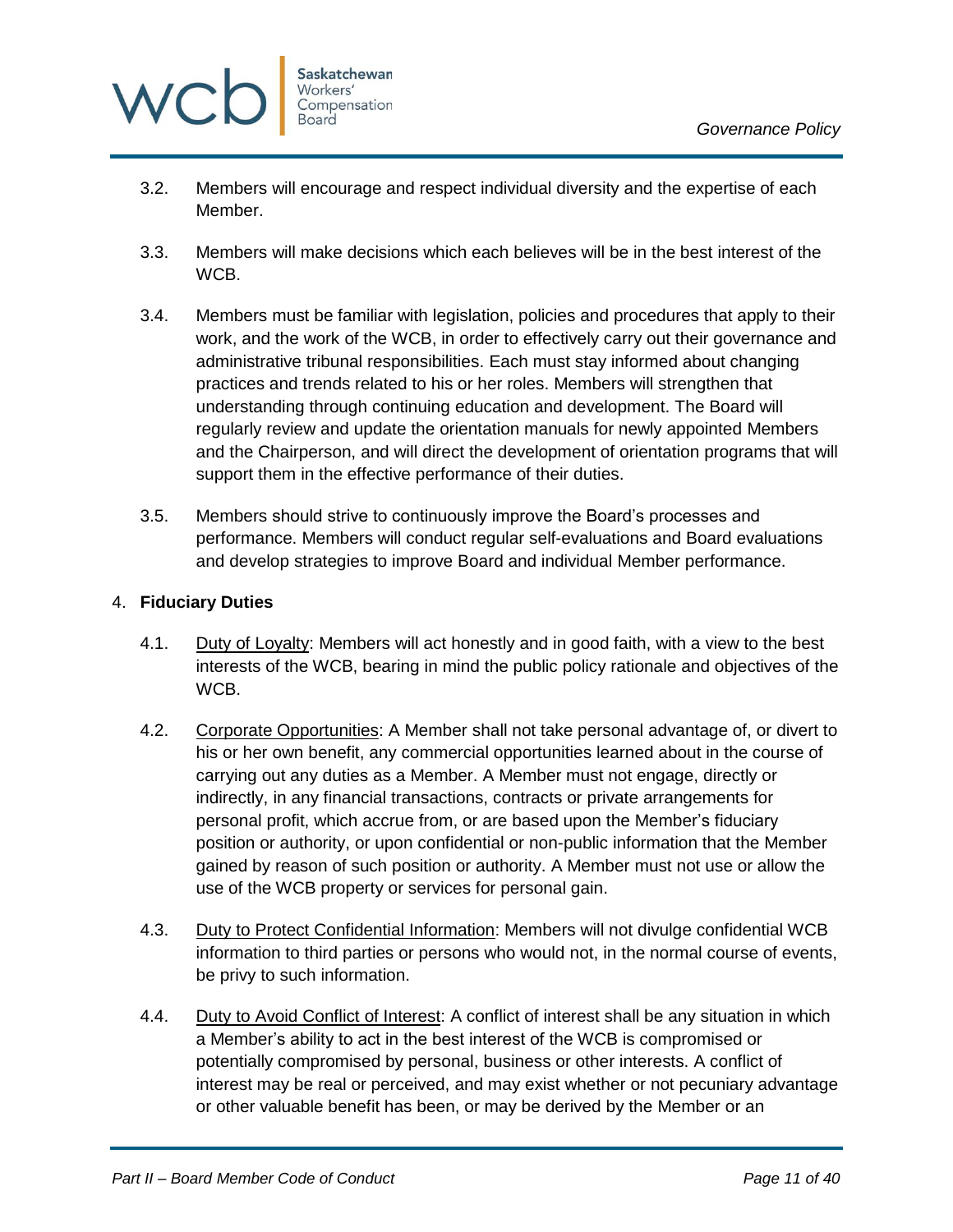3.2. Members will encourage and respect individual diversity and the expertise of each Member.

3.3. Members will make decisions which each believes will be in the best interest of the WCB.

3.4. Members must be familiar with legislation, policies and procedures that apply to their work, and the work of the WCB, in order to effectively carry out their governance and administrative tribunal responsibilities. Each must stay informed about changing practices and trends related to his or her roles. Members will strengthen that understanding through continuing education and development. The Board will regularly review and update the orientation manuals for newly appointed Members and the Chairperson, and will direct the development of orientation programs that will support them in the effective performance of their duties.

3.5. Members should strive to continuously improve the Board's processes and performance. Members will conduct regular self-evaluations and Board evaluations and develop strategies to improve Board and individual Member performance.

4. **Fiduciary Duties**

4.1. Duty of Loyalty: Members will act honestly and in good faith, with a view to the best interests of the WCB, bearing in mind the public policy rationale and objectives of the WCB.

4.2. Corporate Opportunities: A Member shall not take personal advantage of, or divert to his or her own benefit, any commercial opportunities learned about in the course of carrying out any duties as a Member. A Member must not engage, directly or indirectly, in any financial transactions, contracts or private arrangements for personal profit, which accrue from, or are based upon the Member's fiduciary position or authority, or upon confidential or non-public information that the Member gained by reason of such position or authority. A Member must not use or allow the use of the WCB property or services for personal gain.

4.3. Duty to Protect Confidential Information: Members will not divulge confidential WCB information to third parties or persons who would not, in the normal course of events, be privy to such information.

4.4. Duty to Avoid Conflict of Interest: A conflict of interest shall be any situation in which a Member's ability to act in the best interest of the WCB is compromised or potentially compromised by personal, business or other interests. A conflict of interest may be real or perceived, and may exist whether or not pecuniary advantage or other valuable benefit has been, or may be derived by the Member or an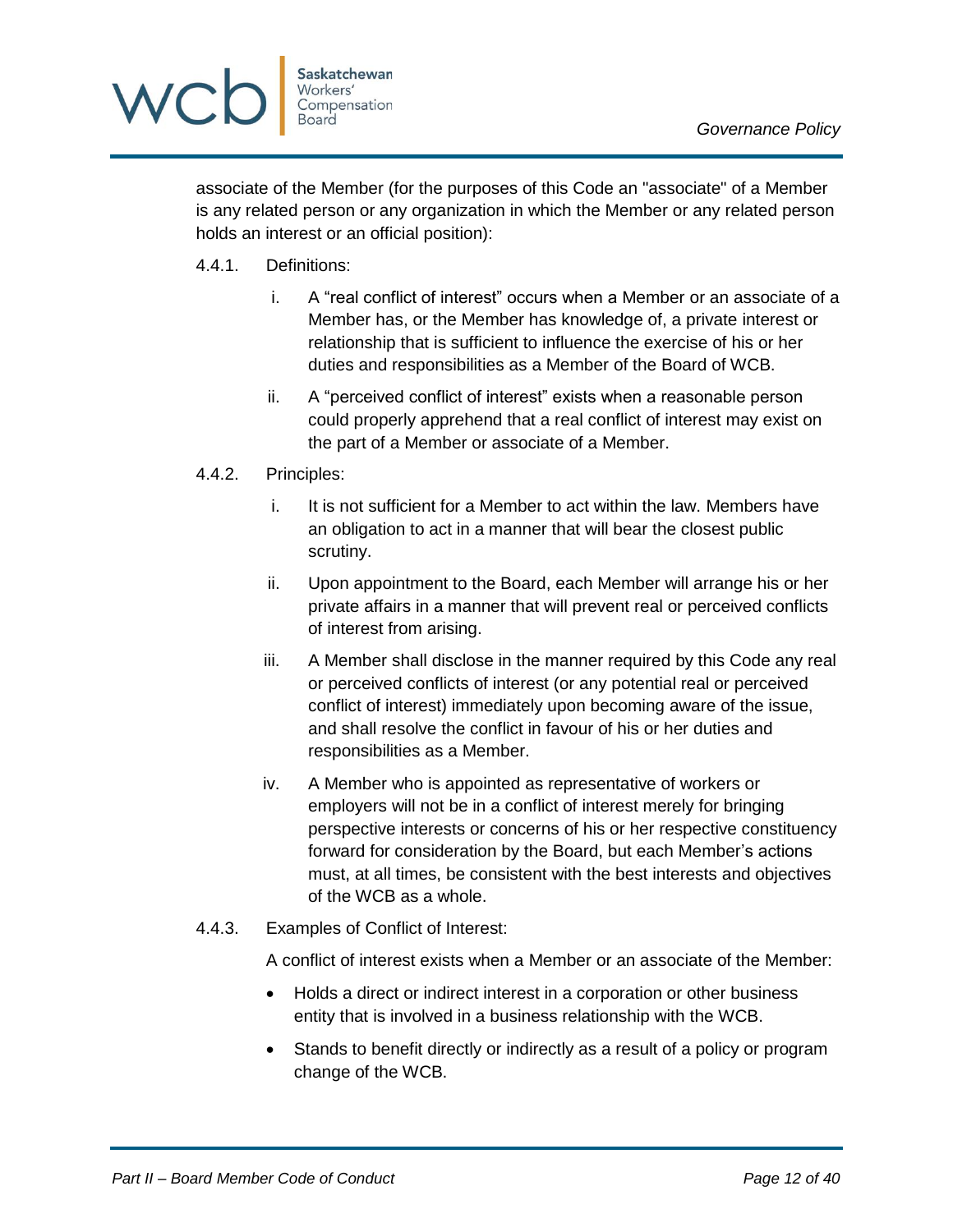associate of the Member (for the purposes of this Code an "associate" of a Member is any related person or any organization in which the Member or any related person holds an interest or an official position):

4.4.1. Definitions:

i. A "real conflict of interest" occurs when a Member or an associate of a Member has, or the Member has knowledge of, a private interest or relationship that is sufficient to influence the exercise of his or her duties and responsibilities as a Member of the Board of WCB.

ii. A "perceived conflict of interest" exists when a reasonable person could properly apprehend that a real conflict of interest may exist on the part of a Member or associate of a Member.

4.4.2. Principles:

i. It is not sufficient for a Member to act within the law. Members have an obligation to act in a manner that will bear the closest public scrutiny.

ii. Upon appointment to the Board, each Member will arrange his or her private affairs in a manner that will prevent real or perceived conflicts of interest from arising.

iii. A Member shall disclose in the manner required by this Code any real or perceived conflicts of interest (or any potential real or perceived conflict of interest) immediately upon becoming aware of the issue, and shall resolve the conflict in favour of his or her duties and responsibilities as a Member.

iv. A Member who is appointed as representative of workers or employers will not be in a conflict of interest merely for bringing perspective interests or concerns of his or her respective constituency forward for consideration by the Board, but each Member's actions must, at all times, be consistent with the best interests and objectives of the WCB as a whole.

4.4.3. Examples of Conflict of Interest:

A conflict of interest exists when a Member or an associate of the Member:

- Holds a direct or indirect interest in a corporation or other business entity that is involved in a business relationship with the WCB.
- Stands to benefit directly or indirectly as a result of a policy or program change of the WCB.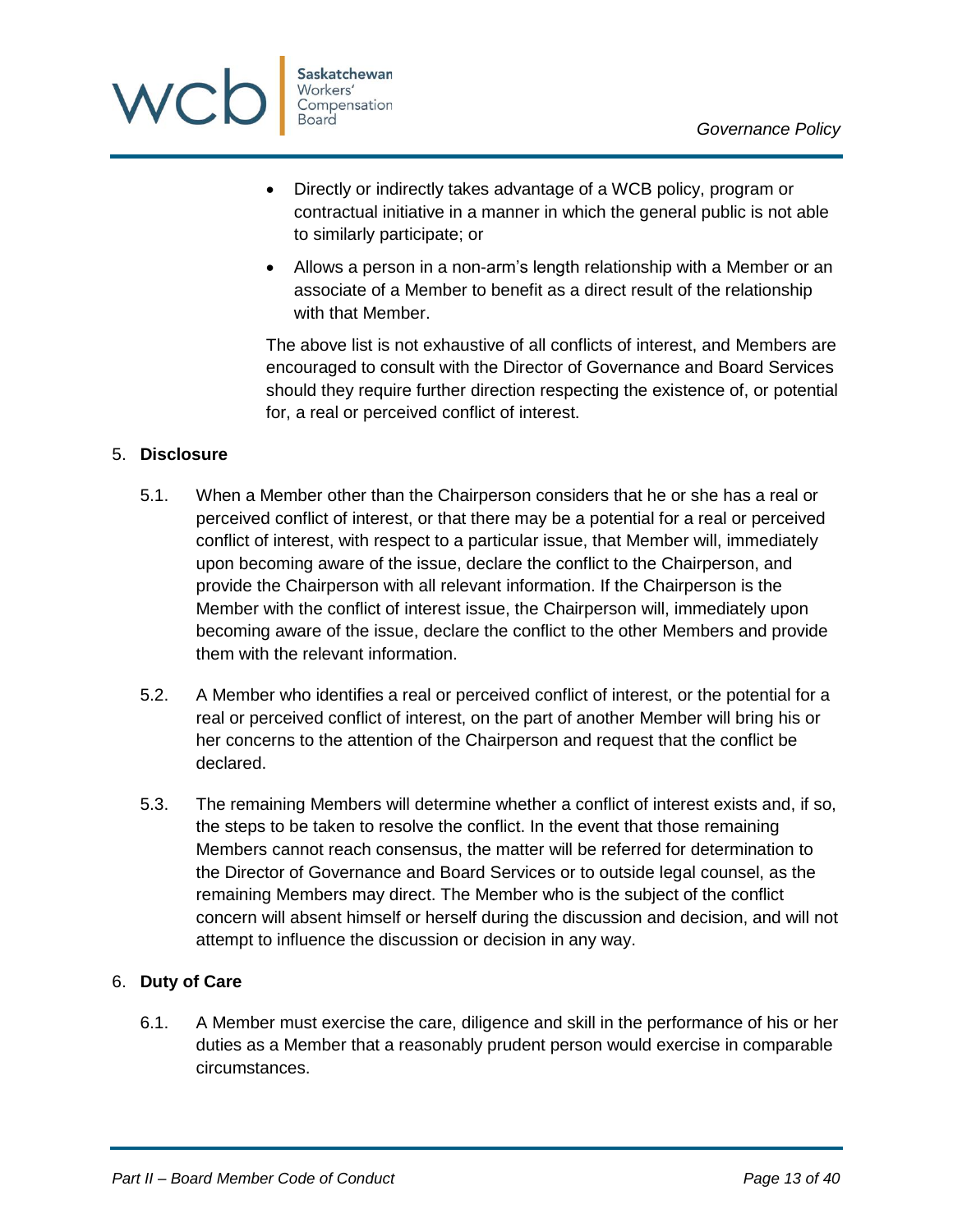- Directly or indirectly takes advantage of a WCB policy, program or contractual initiative in a manner in which the general public is not able to similarly participate; or
- Allows a person in a non-arm's length relationship with a Member or an associate of a Member to benefit as a direct result of the relationship with that Member.

The above list is not exhaustive of all conflicts of interest, and Members are encouraged to consult with the Director of Governance and Board Services should they require further direction respecting the existence of, or potential for, a real or perceived conflict of interest.

5. **Disclosure**

5.1. When a Member other than the Chairperson considers that he or she has a real or perceived conflict of interest, or that there may be a potential for a real or perceived conflict of interest, with respect to a particular issue, that Member will, immediately upon becoming aware of the issue, declare the conflict to the Chairperson, and provide the Chairperson with all relevant information. If the Chairperson is the Member with the conflict of interest issue, the Chairperson will, immediately upon becoming aware of the issue, declare the conflict to the other Members and provide them with the relevant information.

5.2. A Member who identifies a real or perceived conflict of interest, or the potential for a real or perceived conflict of interest, on the part of another Member will bring his or her concerns to the attention of the Chairperson and request that the conflict be declared.

5.3. The remaining Members will determine whether a conflict of interest exists and, if so, the steps to be taken to resolve the conflict. In the event that those remaining Members cannot reach consensus, the matter will be referred for determination to the Director of Governance and Board Services or to outside legal counsel, as the remaining Members may direct. The Member who is the subject of the conflict concern will absent himself or herself during the discussion and decision, and will not attempt to influence the discussion or decision in any way.

6. **Duty of Care**

6.1. A Member must exercise the care, diligence and skill in the performance of his or her duties as a Member that a reasonably prudent person would exercise in comparable circumstances.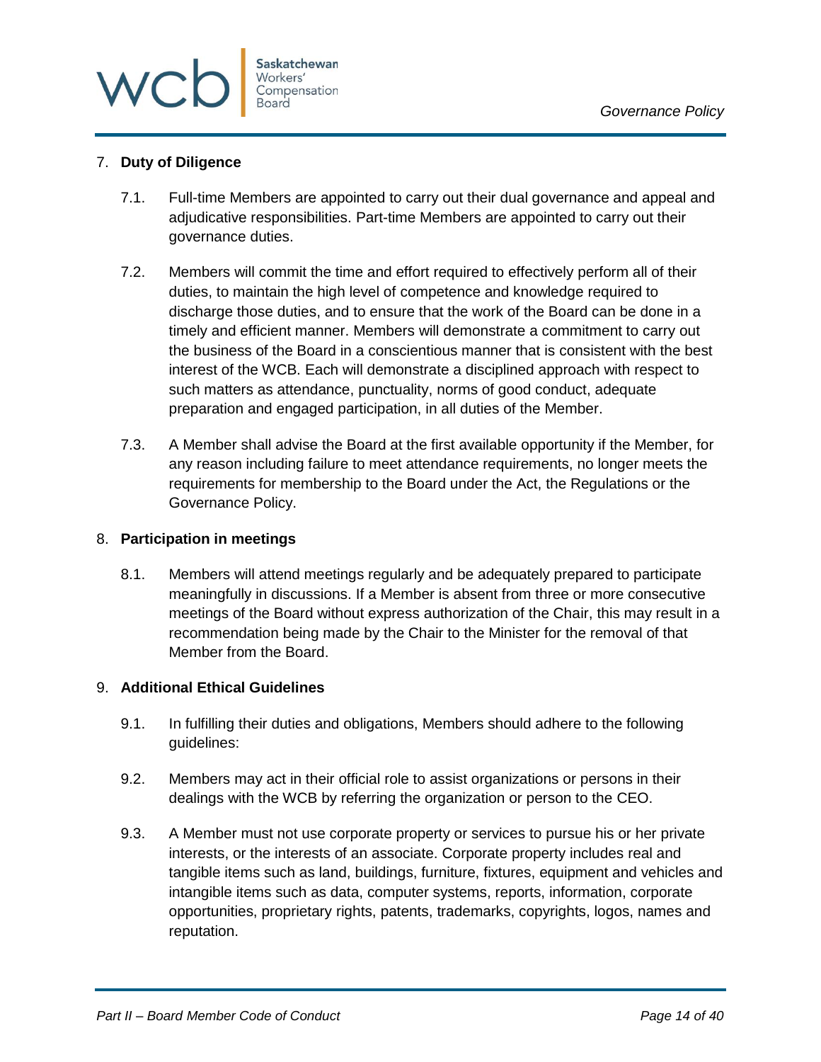## 7. Duty of Diligence

7.1. Full-time Members are appointed to carry out their dual governance and appeal and adjudicative responsibilities. Part-time Members are appointed to carry out their governance duties.

7.2. Members will commit the time and effort required to effectively perform all of their duties, to maintain the high level of competence and knowledge required to discharge those duties, and to ensure that the work of the Board can be done in a timely and efficient manner. Members will demonstrate a commitment to carry out the business of the Board in a conscientious manner that is consistent with the best interest of the WCB. Each will demonstrate a disciplined approach with respect to such matters as attendance, punctuality, norms of good conduct, adequate preparation and engaged participation, in all duties of the Member.

7.3. A Member shall advise the Board at the first available opportunity if the Member, for any reason including failure to meet attendance requirements, no longer meets the requirements for membership to the Board under the Act, the Regulations or the Governance Policy.

## 8. Participation in meetings

8.1. Members will attend meetings regularly and be adequately prepared to participate meaningfully in discussions. If a Member is absent from three or more consecutive meetings of the Board without express authorization of the Chair, this may result in a recommendation being made by the Chair to the Minister for the removal of that Member from the Board.

## 9. Additional Ethical Guidelines

9.1. In fulfilling their duties and obligations, Members should adhere to the following guidelines:

9.2. Members may act in their official role to assist organizations or persons in their dealings with the WCB by referring the organization or person to the CEO.

9.3. A Member must not use corporate property or services to pursue his or her private interests, or the interests of an associate. Corporate property includes real and tangible items such as land, buildings, furniture, fixtures, equipment and vehicles and intangible items such as data, computer systems, reports, information, corporate opportunities, proprietary rights, patents, trademarks, copyrights, logos, names and reputation.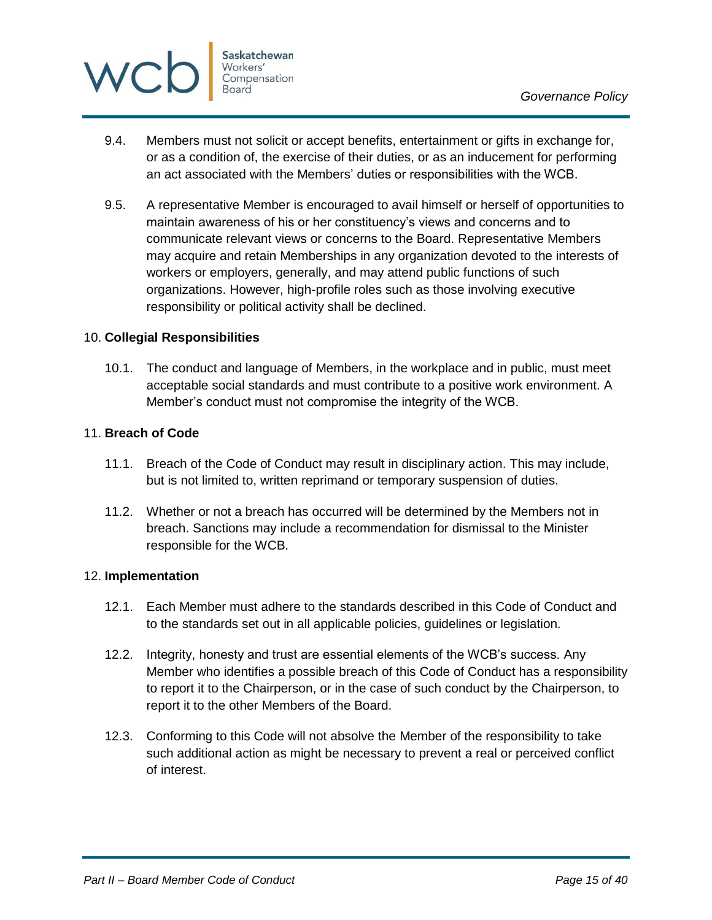9.4. Members must not solicit or accept benefits, entertainment or gifts in exchange for, or as a condition of, the exercise of their duties, or as an inducement for performing an act associated with the Members' duties or responsibilities with the WCB.

9.5. A representative Member is encouraged to avail himself or herself of opportunities to maintain awareness of his or her constituency's views and concerns and to communicate relevant views or concerns to the Board. Representative Members may acquire and retain Memberships in any organization devoted to the interests of workers or employers, generally, and may attend public functions of such organizations. However, high-profile roles such as those involving executive responsibility or political activity shall be declined.

## 10. **Collegial Responsibilities**

10.1. The conduct and language of Members, in the workplace and in public, must meet acceptable social standards and must contribute to a positive work environment. A Member's conduct must not compromise the integrity of the WCB.

## 11. **Breach of Code**

11.1. Breach of the Code of Conduct may result in disciplinary action. This may include, but is not limited to, written reprimand or temporary suspension of duties.

11.2. Whether or not a breach has occurred will be determined by the Members not in breach. Sanctions may include a recommendation for dismissal to the Minister responsible for the WCB.

## 12. **Implementation**

12.1. Each Member must adhere to the standards described in this Code of Conduct and to the standards set out in all applicable policies, guidelines or legislation.

12.2. Integrity, honesty and trust are essential elements of the WCB's success. Any Member who identifies a possible breach of this Code of Conduct has a responsibility to report it to the Chairperson, or in the case of such conduct by the Chairperson, to report it to the other Members of the Board.

12.3. Conforming to this Code will not absolve the Member of the responsibility to take such additional action as might be necessary to prevent a real or perceived conflict of interest.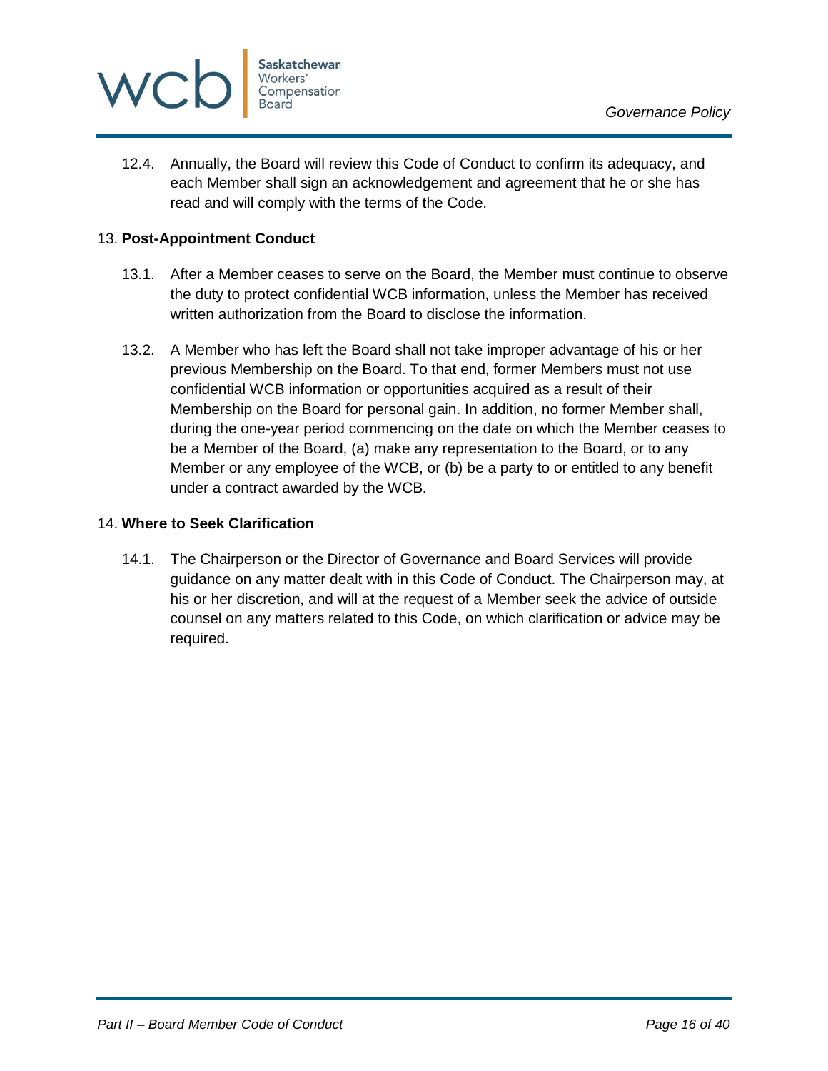12.4. Annually, the Board will review this Code of Conduct to confirm its adequacy, and each Member shall sign an acknowledgement and agreement that he or she has read and will comply with the terms of the Code.

13. **Post-Appointment Conduct**

13.1. After a Member ceases to serve on the Board, the Member must continue to observe the duty to protect confidential WCB information, unless the Member has received written authorization from the Board to disclose the information.

13.2. A Member who has left the Board shall not take improper advantage of his or her previous Membership on the Board. To that end, former Members must not use confidential WCB information or opportunities acquired as a result of their Membership on the Board for personal gain. In addition, no former Member shall, during the one-year period commencing on the date on which the Member ceases to be a Member of the Board, (a) make any representation to the Board, or to any Member or any employee of the WCB, or (b) be a party to or entitled to any benefit under a contract awarded by the WCB.

14. **Where to Seek Clarification**

14.1. The Chairperson or the Director of Governance and Board Services will provide guidance on any matter dealt with in this Code of Conduct. The Chairperson may, at his or her discretion, and will at the request of a Member seek the advice of outside counsel on any matters related to this Code, on which clarification or advice may be required.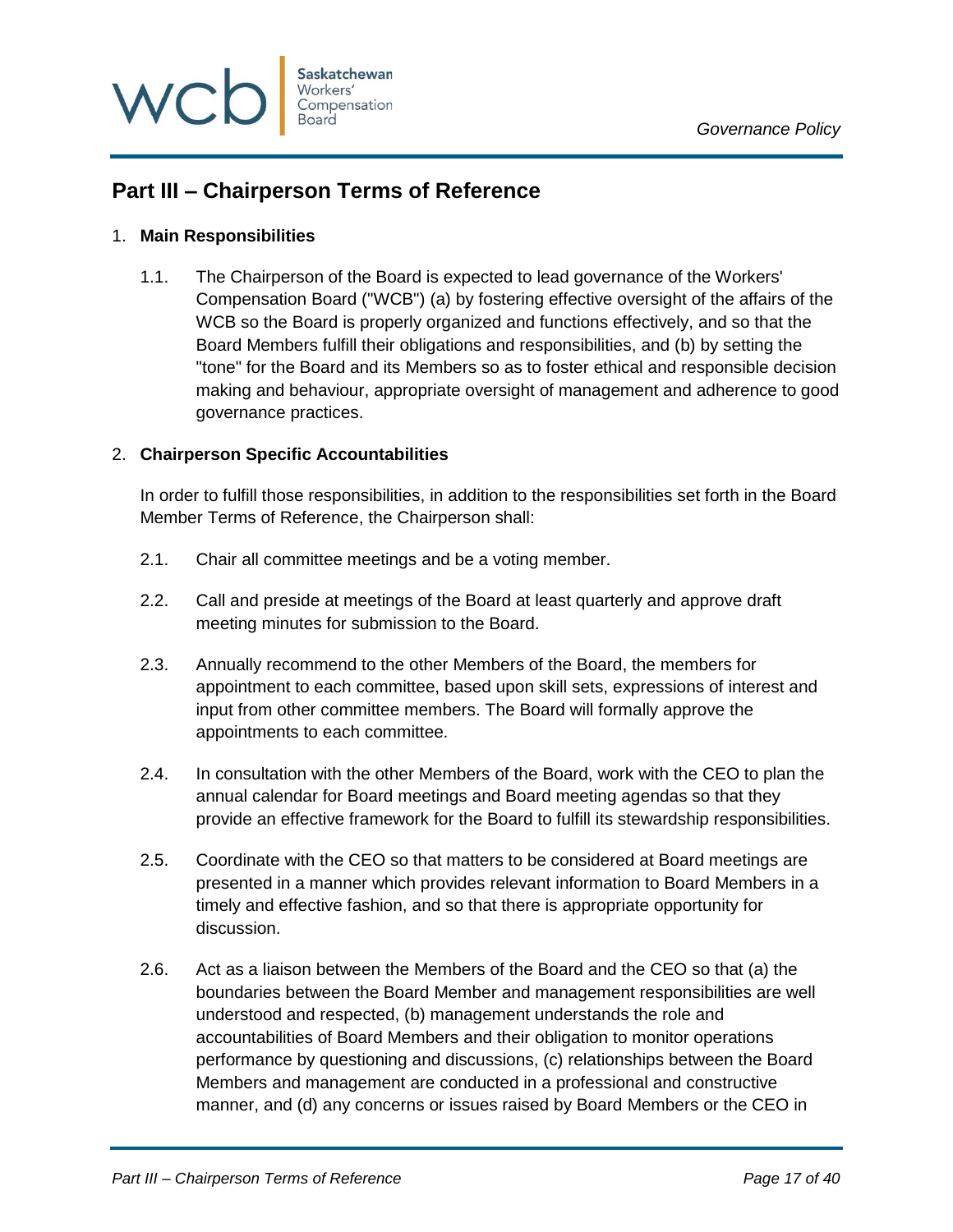## Part III – Chairperson Terms of Reference

1. **Main Responsibilities**

   1.1. The Chairperson of the Board is expected to lead governance of the Workers' Compensation Board ("WCB") (a) by fostering effective oversight of the affairs of the WCB so the Board is properly organized and functions effectively, and so that the Board Members fulfill their obligations and responsibilities, and (b) by setting the "tone" for the Board and its Members so as to foster ethical and responsible decision making and behaviour, appropriate oversight of management and adherence to good governance practices.

2. **Chairperson Specific Accountabilities**

   In order to fulfill those responsibilities, in addition to the responsibilities set forth in the Board Member Terms of Reference, the Chairperson shall:

   2.1. Chair all committee meetings and be a voting member.

   2.2. Call and preside at meetings of the Board at least quarterly and approve draft meeting minutes for submission to the Board.

   2.3. Annually recommend to the other Members of the Board, the members for appointment to each committee, based upon skill sets, expressions of interest and input from other committee members. The Board will formally approve the appointments to each committee.

   2.4. In consultation with the other Members of the Board, work with the CEO to plan the annual calendar for Board meetings and Board meeting agendas so that they provide an effective framework for the Board to fulfill its stewardship responsibilities.

   2.5. Coordinate with the CEO so that matters to be considered at Board meetings are presented in a manner which provides relevant information to Board Members in a timely and effective fashion, and so that there is appropriate opportunity for discussion.

   2.6. Act as a liaison between the Members of the Board and the CEO so that (a) the boundaries between the Board Member and management responsibilities are well understood and respected, (b) management understands the role and accountabilities of Board Members and their obligation to monitor operations performance by questioning and discussions, (c) relationships between the Board Members and management are conducted in a professional and constructive manner, and (d) any concerns or issues raised by Board Members or the CEO in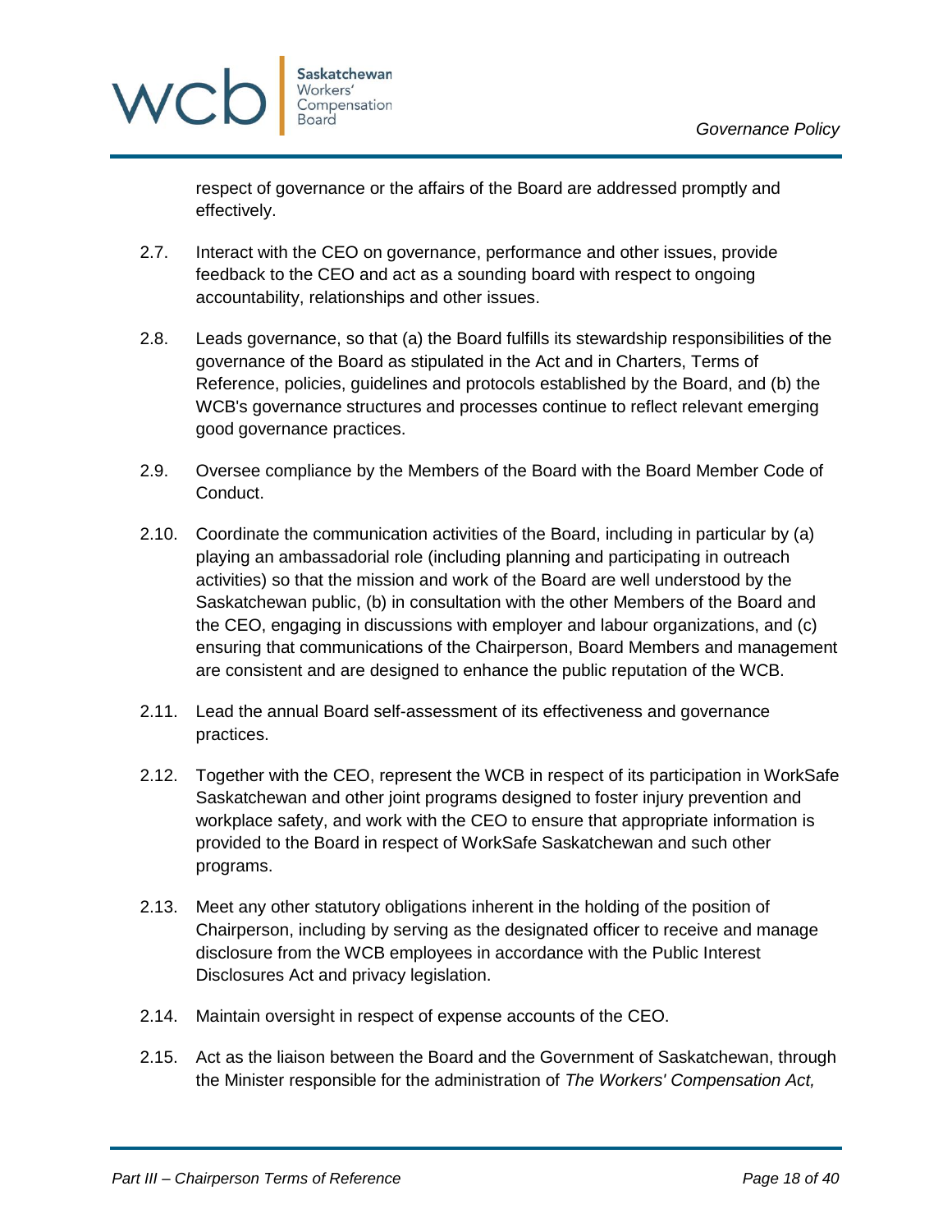respect of governance or the affairs of the Board are addressed promptly and effectively.

2.7. Interact with the CEO on governance, performance and other issues, provide feedback to the CEO and act as a sounding board with respect to ongoing accountability, relationships and other issues.

2.8. Leads governance, so that (a) the Board fulfills its stewardship responsibilities of the governance of the Board as stipulated in the Act and in Charters, Terms of Reference, policies, guidelines and protocols established by the Board, and (b) the WCB's governance structures and processes continue to reflect relevant emerging good governance practices.

2.9. Oversee compliance by the Members of the Board with the Board Member Code of Conduct.

2.10. Coordinate the communication activities of the Board, including in particular by (a) playing an ambassadorial role (including planning and participating in outreach activities) so that the mission and work of the Board are well understood by the Saskatchewan public, (b) in consultation with the other Members of the Board and the CEO, engaging in discussions with employer and labour organizations, and (c) ensuring that communications of the Chairperson, Board Members and management are consistent and are designed to enhance the public reputation of the WCB.

2.11. Lead the annual Board self-assessment of its effectiveness and governance practices.

2.12. Together with the CEO, represent the WCB in respect of its participation in WorkSafe Saskatchewan and other joint programs designed to foster injury prevention and workplace safety, and work with the CEO to ensure that appropriate information is provided to the Board in respect of WorkSafe Saskatchewan and such other programs.

2.13. Meet any other statutory obligations inherent in the holding of the position of Chairperson, including by serving as the designated officer to receive and manage disclosure from the WCB employees in accordance with the Public Interest Disclosures Act and privacy legislation.

2.14. Maintain oversight in respect of expense accounts of the CEO.

2.15. Act as the liaison between the Board and the Government of Saskatchewan, through the Minister responsible for the administration of *The Workers' Compensation Act,*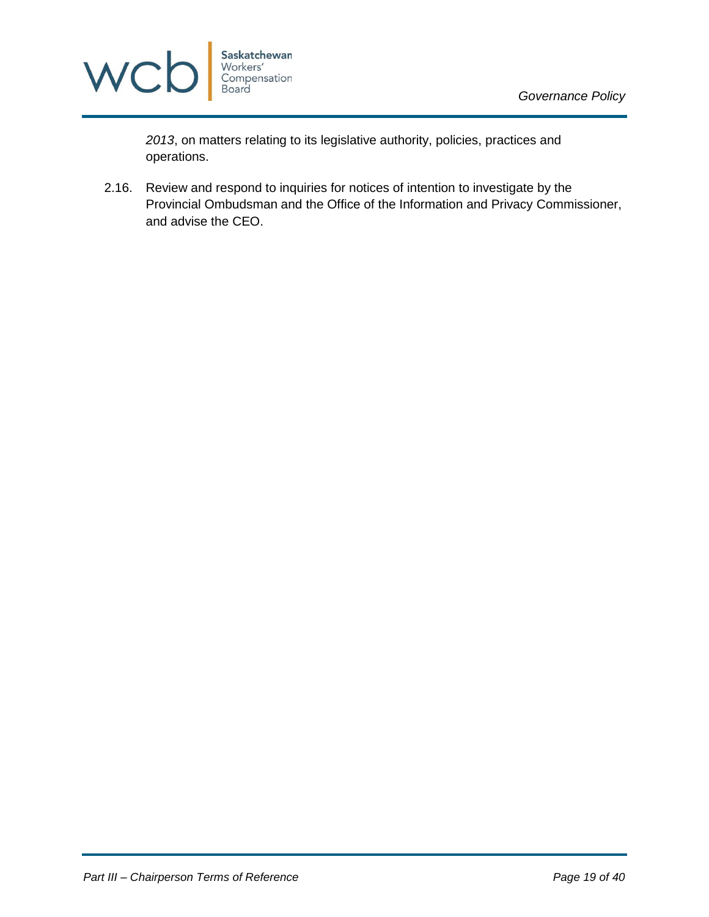*2013*, on matters relating to its legislative authority, policies, practices and operations.

2.16. Review and respond to inquiries for notices of intention to investigate by the Provincial Ombudsman and the Office of the Information and Privacy Commissioner, and advise the CEO.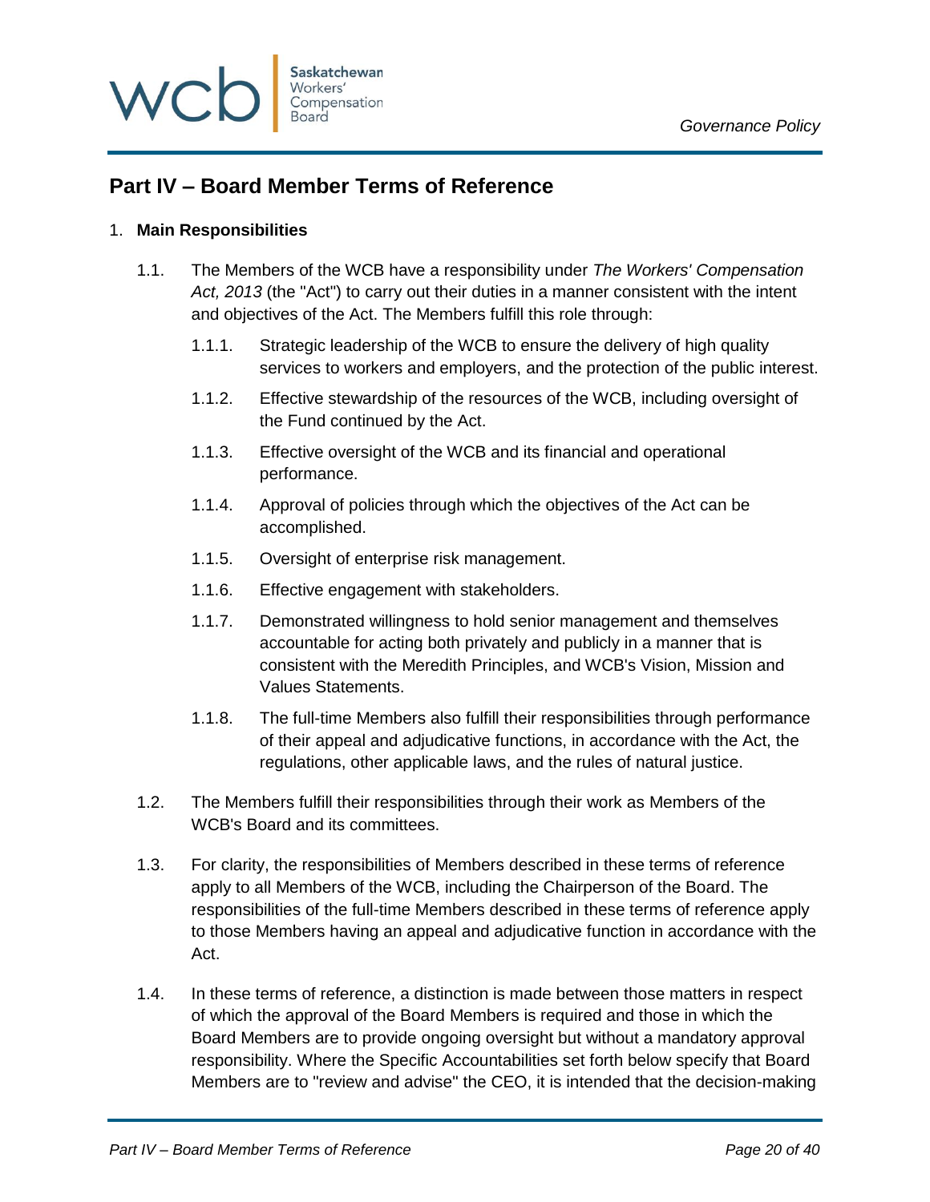## Part IV – Board Member Terms of Reference

1. **Main Responsibilities**

   1.1. The Members of the WCB have a responsibility under *The Workers' Compensation Act, 2013* (the "Act") to carry out their duties in a manner consistent with the intent and objectives of the Act. The Members fulfill this role through:

   1.1.1. Strategic leadership of the WCB to ensure the delivery of high quality services to workers and employers, and the protection of the public interest.

   1.1.2. Effective stewardship of the resources of the WCB, including oversight of the Fund continued by the Act.

   1.1.3. Effective oversight of the WCB and its financial and operational performance.

   1.1.4. Approval of policies through which the objectives of the Act can be accomplished.

   1.1.5. Oversight of enterprise risk management.

   1.1.6. Effective engagement with stakeholders.

   1.1.7. Demonstrated willingness to hold senior management and themselves accountable for acting both privately and publicly in a manner that is consistent with the Meredith Principles, and WCB's Vision, Mission and Values Statements.

   1.1.8. The full-time Members also fulfill their responsibilities through performance of their appeal and adjudicative functions, in accordance with the Act, the regulations, other applicable laws, and the rules of natural justice.

   1.2. The Members fulfill their responsibilities through their work as Members of the WCB's Board and its committees.

   1.3. For clarity, the responsibilities of Members described in these terms of reference apply to all Members of the WCB, including the Chairperson of the Board. The responsibilities of the full-time Members described in these terms of reference apply to those Members having an appeal and adjudicative function in accordance with the Act.

   1.4. In these terms of reference, a distinction is made between those matters in respect of which the approval of the Board Members is required and those in which the Board Members are to provide ongoing oversight but without a mandatory approval responsibility. Where the Specific Accountabilities set forth below specify that Board Members are to "review and advise" the CEO, it is intended that the decision-making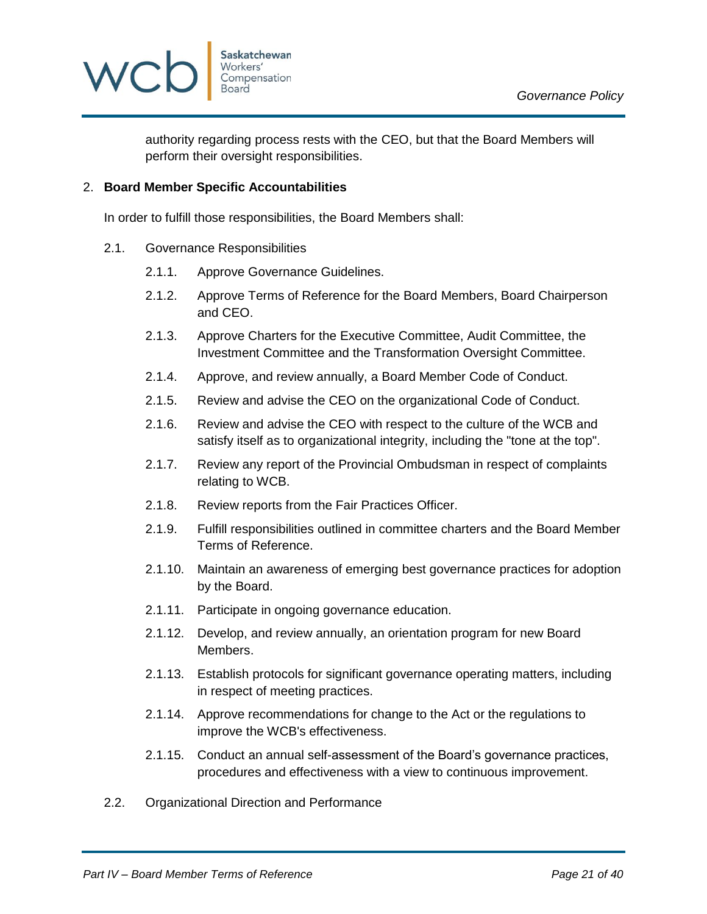authority regarding process rests with the CEO, but that the Board Members will perform their oversight responsibilities.

2. **Board Member Specific Accountabilities**

In order to fulfill those responsibilities, the Board Members shall:

2.1. Governance Responsibilities

2.1.1. Approve Governance Guidelines.

2.1.2. Approve Terms of Reference for the Board Members, Board Chairperson and CEO.

2.1.3. Approve Charters for the Executive Committee, Audit Committee, the Investment Committee and the Transformation Oversight Committee.

2.1.4. Approve, and review annually, a Board Member Code of Conduct.

2.1.5. Review and advise the CEO on the organizational Code of Conduct.

2.1.6. Review and advise the CEO with respect to the culture of the WCB and satisfy itself as to organizational integrity, including the "tone at the top".

2.1.7. Review any report of the Provincial Ombudsman in respect of complaints relating to WCB.

2.1.8. Review reports from the Fair Practices Officer.

2.1.9. Fulfill responsibilities outlined in committee charters and the Board Member Terms of Reference.

2.1.10. Maintain an awareness of emerging best governance practices for adoption by the Board.

2.1.11. Participate in ongoing governance education.

2.1.12. Develop, and review annually, an orientation program for new Board Members.

2.1.13. Establish protocols for significant governance operating matters, including in respect of meeting practices.

2.1.14. Approve recommendations for change to the Act or the regulations to improve the WCB's effectiveness.

2.1.15. Conduct an annual self-assessment of the Board's governance practices, procedures and effectiveness with a view to continuous improvement.

2.2. Organizational Direction and Performance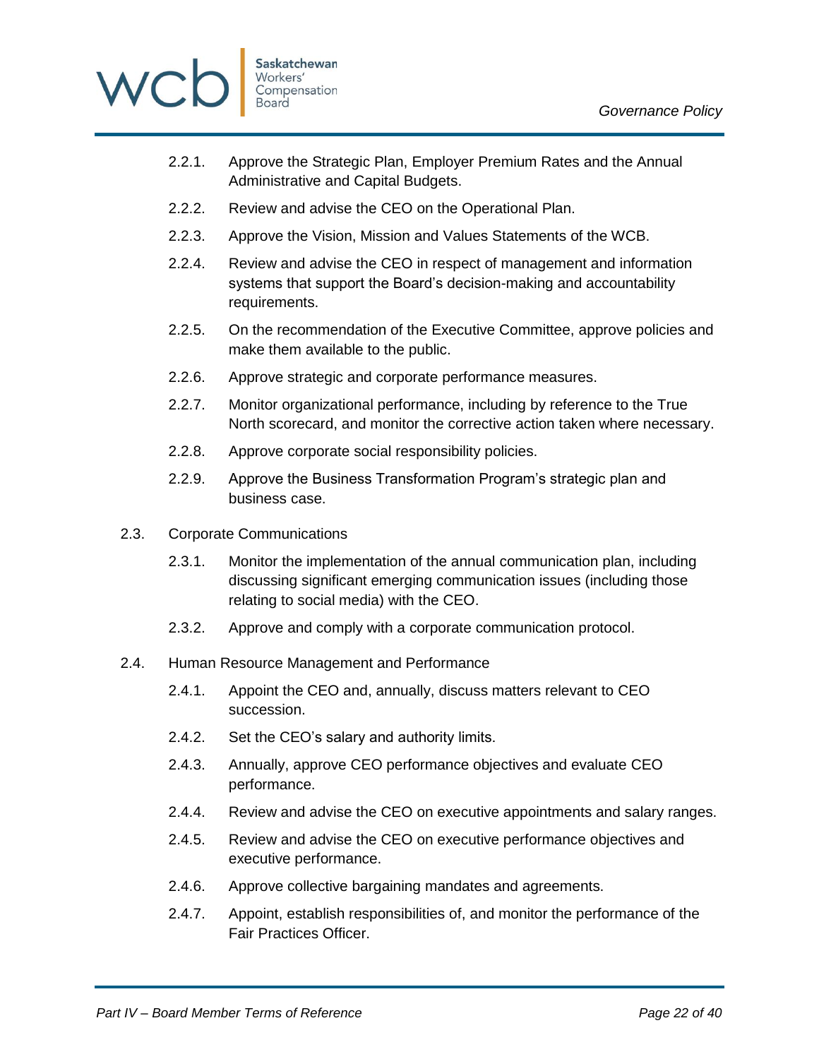2.2.1. Approve the Strategic Plan, Employer Premium Rates and the Annual Administrative and Capital Budgets.

2.2.2. Review and advise the CEO on the Operational Plan.

2.2.3. Approve the Vision, Mission and Values Statements of the WCB.

2.2.4. Review and advise the CEO in respect of management and information systems that support the Board's decision-making and accountability requirements.

2.2.5. On the recommendation of the Executive Committee, approve policies and make them available to the public.

2.2.6. Approve strategic and corporate performance measures.

2.2.7. Monitor organizational performance, including by reference to the True North scorecard, and monitor the corrective action taken where necessary.

2.2.8. Approve corporate social responsibility policies.

2.2.9. Approve the Business Transformation Program's strategic plan and business case.

2.3. Corporate Communications

2.3.1. Monitor the implementation of the annual communication plan, including discussing significant emerging communication issues (including those relating to social media) with the CEO.

2.3.2. Approve and comply with a corporate communication protocol.

2.4. Human Resource Management and Performance

2.4.1. Appoint the CEO and, annually, discuss matters relevant to CEO succession.

2.4.2. Set the CEO's salary and authority limits.

2.4.3. Annually, approve CEO performance objectives and evaluate CEO performance.

2.4.4. Review and advise the CEO on executive appointments and salary ranges.

2.4.5. Review and advise the CEO on executive performance objectives and executive performance.

2.4.6. Approve collective bargaining mandates and agreements.

2.4.7. Appoint, establish responsibilities of, and monitor the performance of the Fair Practices Officer.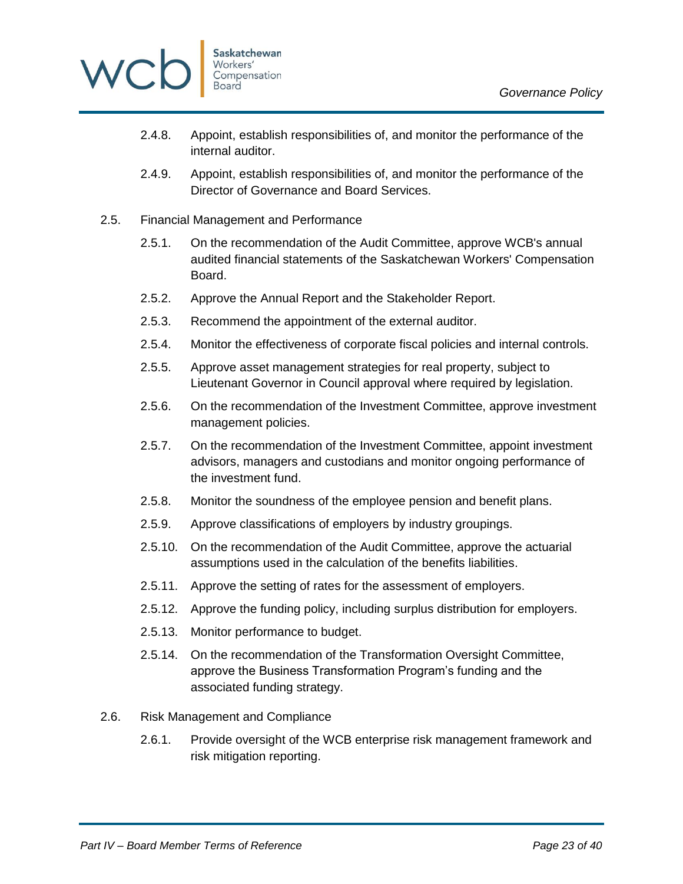2.4.8. Appoint, establish responsibilities of, and monitor the performance of the internal auditor.

2.4.9. Appoint, establish responsibilities of, and monitor the performance of the Director of Governance and Board Services.

2.5. Financial Management and Performance

2.5.1. On the recommendation of the Audit Committee, approve WCB's annual audited financial statements of the Saskatchewan Workers' Compensation Board.

2.5.2. Approve the Annual Report and the Stakeholder Report.

2.5.3. Recommend the appointment of the external auditor.

2.5.4. Monitor the effectiveness of corporate fiscal policies and internal controls.

2.5.5. Approve asset management strategies for real property, subject to Lieutenant Governor in Council approval where required by legislation.

2.5.6. On the recommendation of the Investment Committee, approve investment management policies.

2.5.7. On the recommendation of the Investment Committee, appoint investment advisors, managers and custodians and monitor ongoing performance of the investment fund.

2.5.8. Monitor the soundness of the employee pension and benefit plans.

2.5.9. Approve classifications of employers by industry groupings.

2.5.10. On the recommendation of the Audit Committee, approve the actuarial assumptions used in the calculation of the benefits liabilities.

2.5.11. Approve the setting of rates for the assessment of employers.

2.5.12. Approve the funding policy, including surplus distribution for employers.

2.5.13. Monitor performance to budget.

2.5.14. On the recommendation of the Transformation Oversight Committee, approve the Business Transformation Program's funding and the associated funding strategy.

2.6. Risk Management and Compliance

2.6.1. Provide oversight of the WCB enterprise risk management framework and risk mitigation reporting.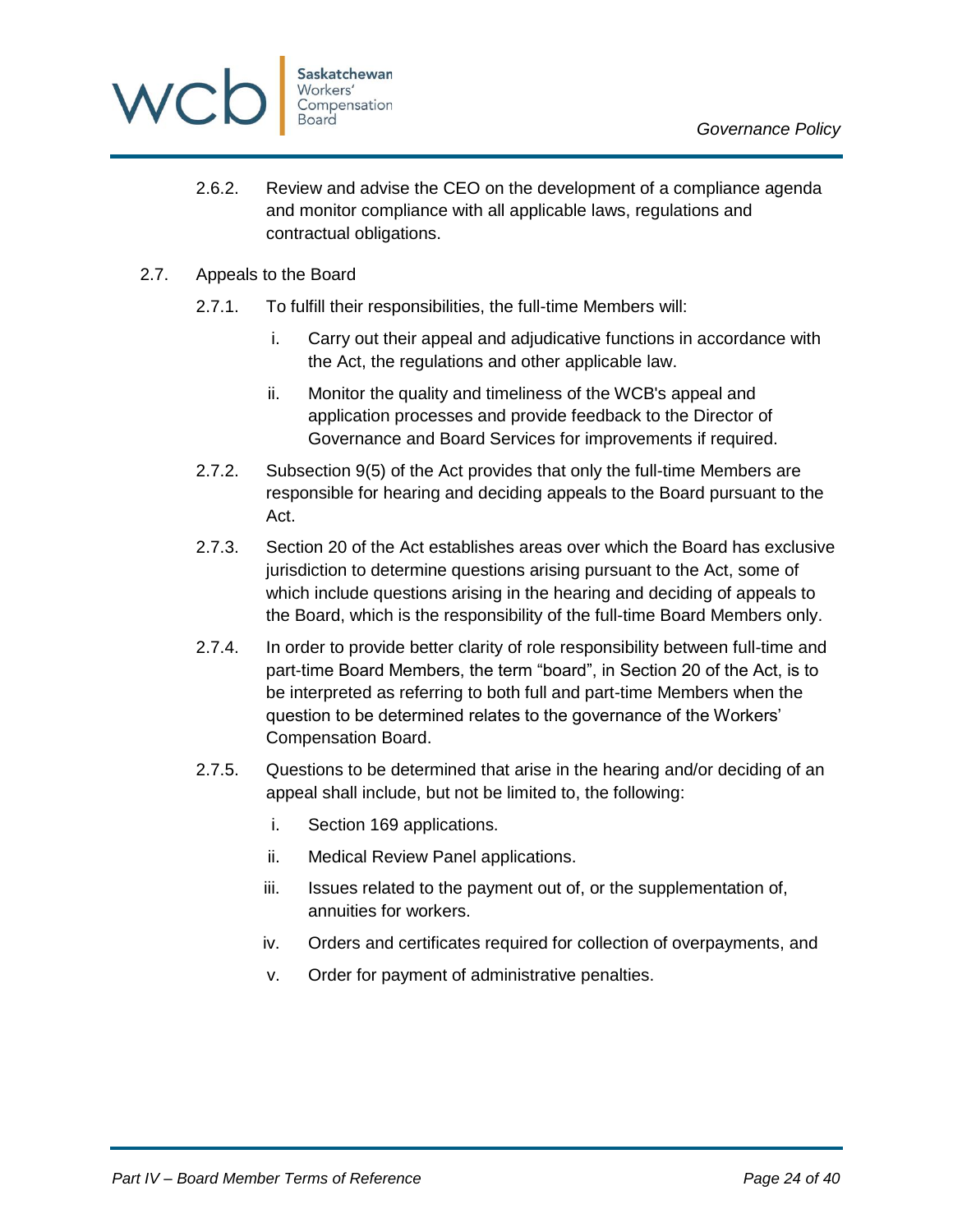2.6.2. Review and advise the CEO on the development of a compliance agenda and monitor compliance with all applicable laws, regulations and contractual obligations.

2.7. Appeals to the Board

2.7.1. To fulfill their responsibilities, the full-time Members will:

i. Carry out their appeal and adjudicative functions in accordance with the Act, the regulations and other applicable law.

ii. Monitor the quality and timeliness of the WCB's appeal and application processes and provide feedback to the Director of Governance and Board Services for improvements if required.

2.7.2. Subsection 9(5) of the Act provides that only the full-time Members are responsible for hearing and deciding appeals to the Board pursuant to the Act.

2.7.3. Section 20 of the Act establishes areas over which the Board has exclusive jurisdiction to determine questions arising pursuant to the Act, some of which include questions arising in the hearing and deciding of appeals to the Board, which is the responsibility of the full-time Board Members only.

2.7.4. In order to provide better clarity of role responsibility between full-time and part-time Board Members, the term "board", in Section 20 of the Act, is to be interpreted as referring to both full and part-time Members when the question to be determined relates to the governance of the Workers' Compensation Board.

2.7.5. Questions to be determined that arise in the hearing and/or deciding of an appeal shall include, but not be limited to, the following:

i. Section 169 applications.

ii. Medical Review Panel applications.

iii. Issues related to the payment out of, or the supplementation of, annuities for workers.

iv. Orders and certificates required for collection of overpayments, and

v. Order for payment of administrative penalties.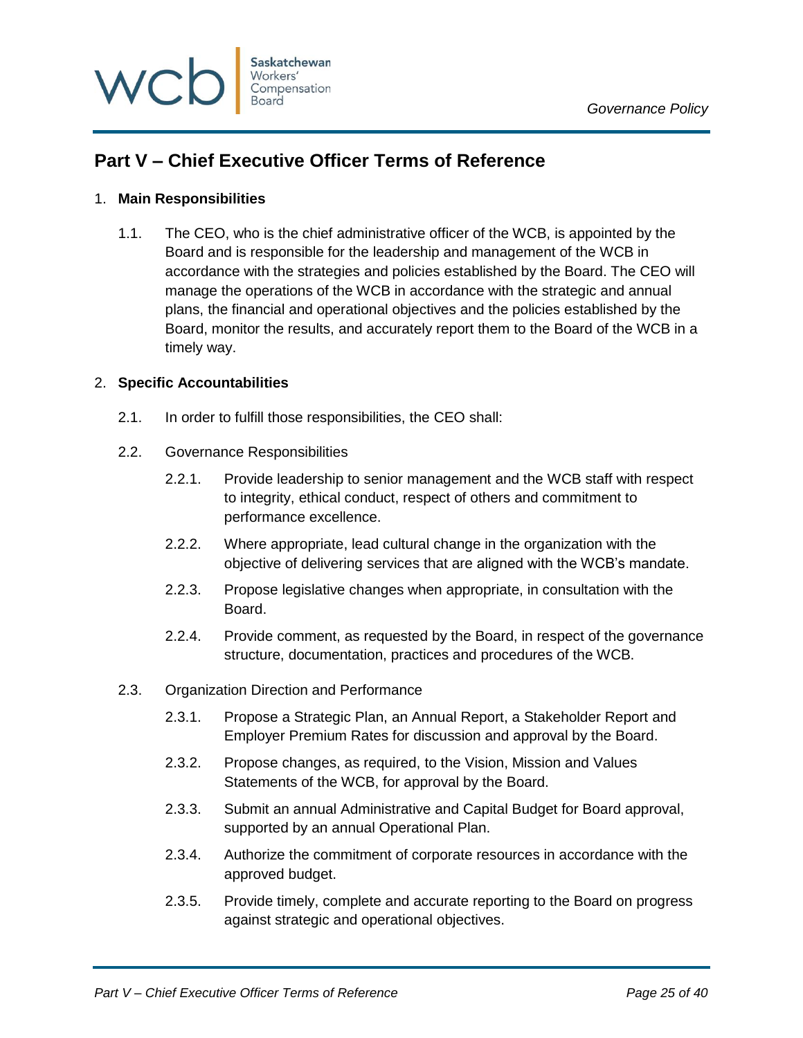## Part V – Chief Executive Officer Terms of Reference

1. **Main Responsibilities**

   1.1. The CEO, who is the chief administrative officer of the WCB, is appointed by the Board and is responsible for the leadership and management of the WCB in accordance with the strategies and policies established by the Board. The CEO will manage the operations of the WCB in accordance with the strategic and annual plans, the financial and operational objectives and the policies established by the Board, monitor the results, and accurately report them to the Board of the WCB in a timely way.

2. **Specific Accountabilities**

   2.1. In order to fulfill those responsibilities, the CEO shall:

   2.2. Governance Responsibilities

      2.2.1. Provide leadership to senior management and the WCB staff with respect to integrity, ethical conduct, respect of others and commitment to performance excellence.

      2.2.2. Where appropriate, lead cultural change in the organization with the objective of delivering services that are aligned with the WCB's mandate.

      2.2.3. Propose legislative changes when appropriate, in consultation with the Board.

      2.2.4. Provide comment, as requested by the Board, in respect of the governance structure, documentation, practices and procedures of the WCB.

   2.3. Organization Direction and Performance

      2.3.1. Propose a Strategic Plan, an Annual Report, a Stakeholder Report and Employer Premium Rates for discussion and approval by the Board.

      2.3.2. Propose changes, as required, to the Vision, Mission and Values Statements of the WCB, for approval by the Board.

      2.3.3. Submit an annual Administrative and Capital Budget for Board approval, supported by an annual Operational Plan.

      2.3.4. Authorize the commitment of corporate resources in accordance with the approved budget.

      2.3.5. Provide timely, complete and accurate reporting to the Board on progress against strategic and operational objectives.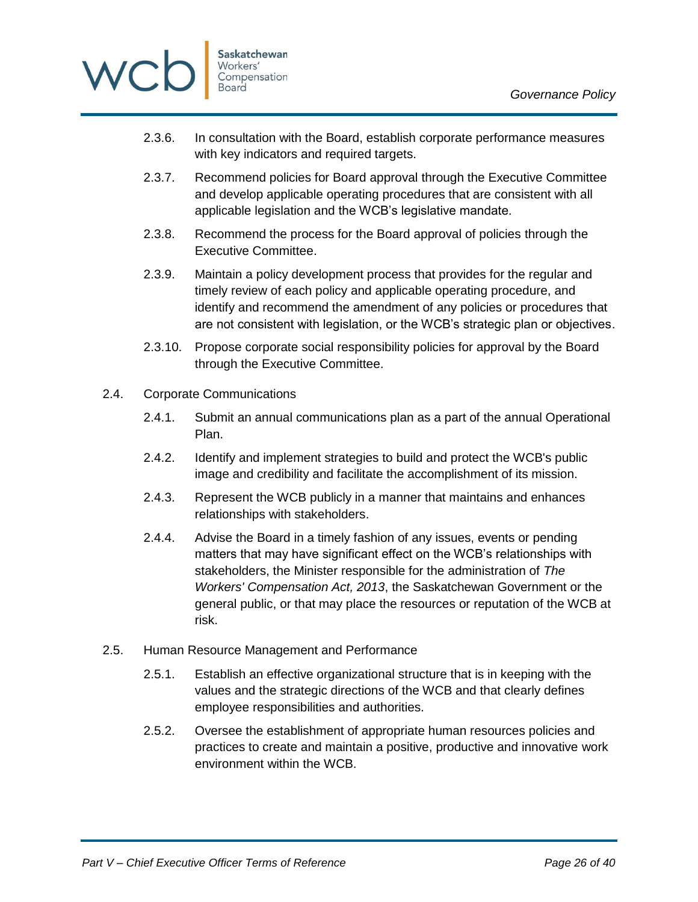2.3.6. In consultation with the Board, establish corporate performance measures with key indicators and required targets.

2.3.7. Recommend policies for Board approval through the Executive Committee and develop applicable operating procedures that are consistent with all applicable legislation and the WCB's legislative mandate.

2.3.8. Recommend the process for the Board approval of policies through the Executive Committee.

2.3.9. Maintain a policy development process that provides for the regular and timely review of each policy and applicable operating procedure, and identify and recommend the amendment of any policies or procedures that are not consistent with legislation, or the WCB's strategic plan or objectives.

2.3.10. Propose corporate social responsibility policies for approval by the Board through the Executive Committee.

2.4. Corporate Communications

2.4.1. Submit an annual communications plan as a part of the annual Operational Plan.

2.4.2. Identify and implement strategies to build and protect the WCB's public image and credibility and facilitate the accomplishment of its mission.

2.4.3. Represent the WCB publicly in a manner that maintains and enhances relationships with stakeholders.

2.4.4. Advise the Board in a timely fashion of any issues, events or pending matters that may have significant effect on the WCB's relationships with stakeholders, the Minister responsible for the administration of *The Workers' Compensation Act, 2013*, the Saskatchewan Government or the general public, or that may place the resources or reputation of the WCB at risk.

2.5. Human Resource Management and Performance

2.5.1. Establish an effective organizational structure that is in keeping with the values and the strategic directions of the WCB and that clearly defines employee responsibilities and authorities.

2.5.2. Oversee the establishment of appropriate human resources policies and practices to create and maintain a positive, productive and innovative work environment within the WCB.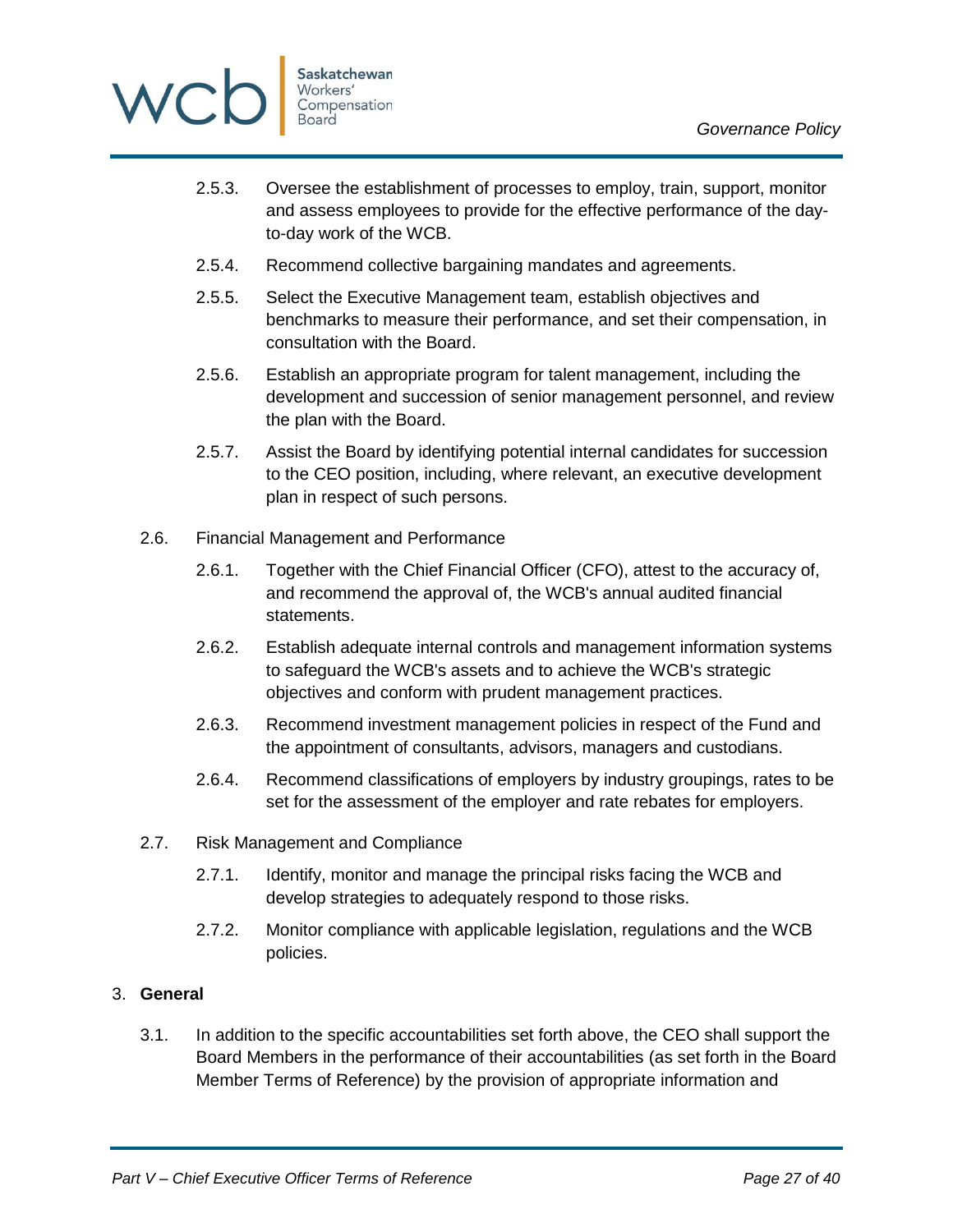2.5.3. Oversee the establishment of processes to employ, train, support, monitor and assess employees to provide for the effective performance of the day-to-day work of the WCB.

2.5.4. Recommend collective bargaining mandates and agreements.

2.5.5. Select the Executive Management team, establish objectives and benchmarks to measure their performance, and set their compensation, in consultation with the Board.

2.5.6. Establish an appropriate program for talent management, including the development and succession of senior management personnel, and review the plan with the Board.

2.5.7. Assist the Board by identifying potential internal candidates for succession to the CEO position, including, where relevant, an executive development plan in respect of such persons.

2.6. Financial Management and Performance

2.6.1. Together with the Chief Financial Officer (CFO), attest to the accuracy of, and recommend the approval of, the WCB's annual audited financial statements.

2.6.2. Establish adequate internal controls and management information systems to safeguard the WCB's assets and to achieve the WCB's strategic objectives and conform with prudent management practices.

2.6.3. Recommend investment management policies in respect of the Fund and the appointment of consultants, advisors, managers and custodians.

2.6.4. Recommend classifications of employers by industry groupings, rates to be set for the assessment of the employer and rate rebates for employers.

2.7. Risk Management and Compliance

2.7.1. Identify, monitor and manage the principal risks facing the WCB and develop strategies to adequately respond to those risks.

2.7.2. Monitor compliance with applicable legislation, regulations and the WCB policies.

3. **General**

3.1. In addition to the specific accountabilities set forth above, the CEO shall support the Board Members in the performance of their accountabilities (as set forth in the Board Member Terms of Reference) by the provision of appropriate information and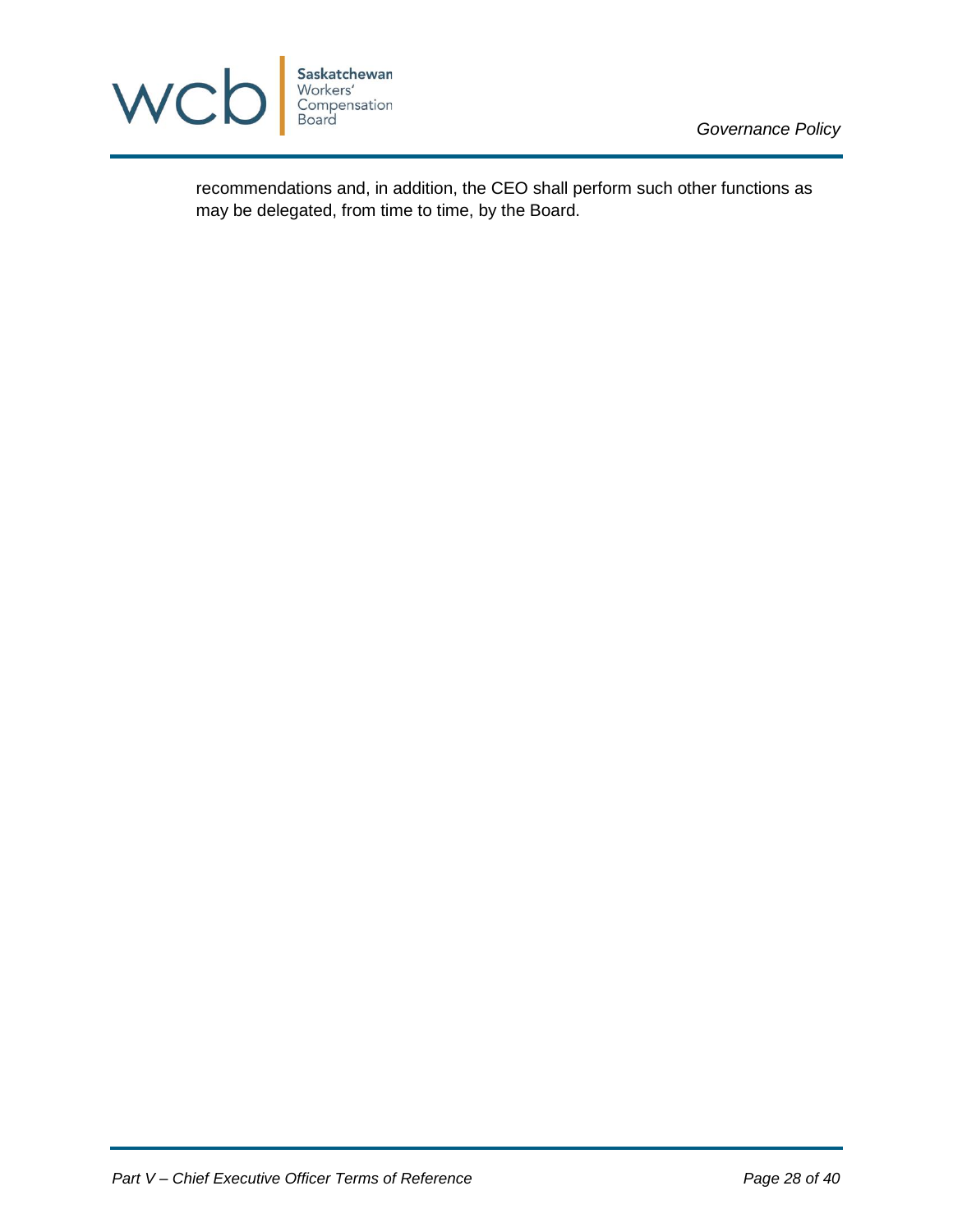recommendations and, in addition, the CEO shall perform such other functions as may be delegated, from time to time, by the Board.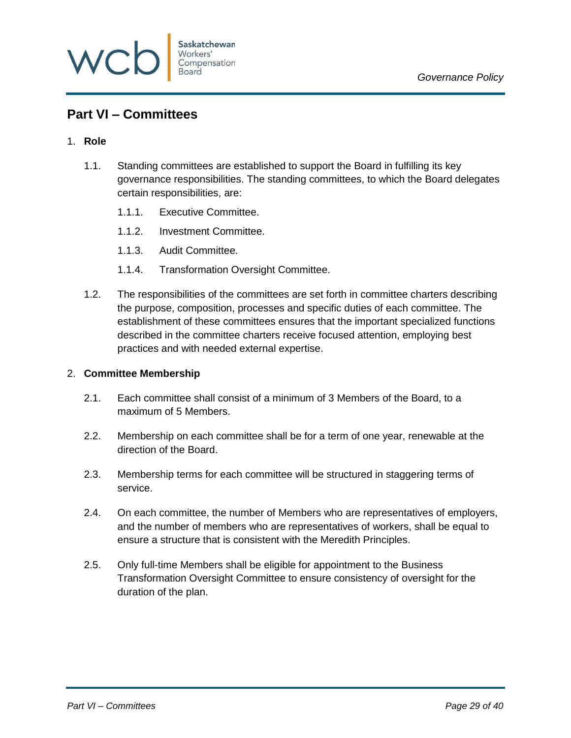## Part VI – Committees

1. **Role**

    1.1. Standing committees are established to support the Board in fulfilling its key governance responsibilities. The standing committees, to which the Board delegates certain responsibilities, are:

    1.1.1. Executive Committee.

    1.1.2. Investment Committee.

    1.1.3. Audit Committee.

    1.1.4. Transformation Oversight Committee.

    1.2. The responsibilities of the committees are set forth in committee charters describing the purpose, composition, processes and specific duties of each committee. The establishment of these committees ensures that the important specialized functions described in the committee charters receive focused attention, employing best practices and with needed external expertise.

2. **Committee Membership**

    2.1. Each committee shall consist of a minimum of 3 Members of the Board, to a maximum of 5 Members.

    2.2. Membership on each committee shall be for a term of one year, renewable at the direction of the Board.

    2.3. Membership terms for each committee will be structured in staggering terms of service.

    2.4. On each committee, the number of Members who are representatives of employers, and the number of members who are representatives of workers, shall be equal to ensure a structure that is consistent with the Meredith Principles.

    2.5. Only full-time Members shall be eligible for appointment to the Business Transformation Oversight Committee to ensure consistency of oversight for the duration of the plan.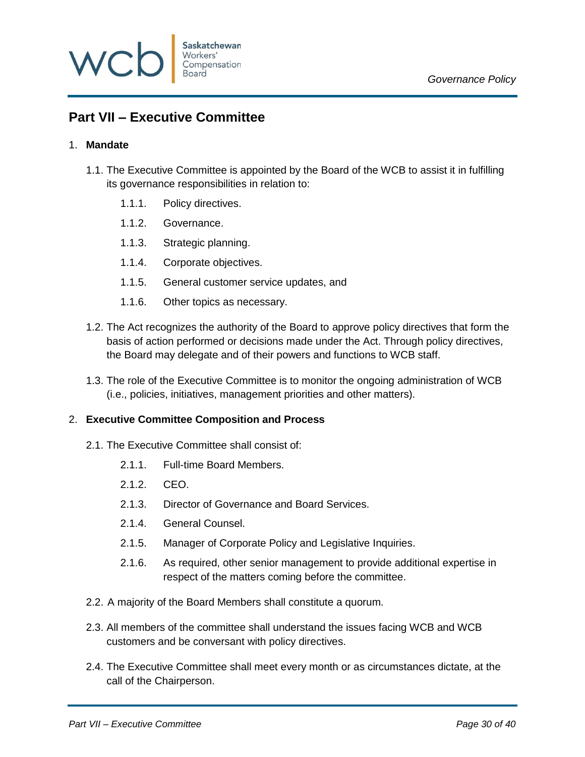# Part VII – Executive Committee

1. **Mandate**

   1.1. The Executive Committee is appointed by the Board of the WCB to assist it in fulfilling its governance responsibilities in relation to:

      1.1.1. Policy directives.

      1.1.2. Governance.

      1.1.3. Strategic planning.

      1.1.4. Corporate objectives.

      1.1.5. General customer service updates, and

      1.1.6. Other topics as necessary.

   1.2. The Act recognizes the authority of the Board to approve policy directives that form the basis of action performed or decisions made under the Act. Through policy directives, the Board may delegate and of their powers and functions to WCB staff.

   1.3. The role of the Executive Committee is to monitor the ongoing administration of WCB (i.e., policies, initiatives, management priorities and other matters).

2. **Executive Committee Composition and Process**

   2.1. The Executive Committee shall consist of:

      2.1.1. Full-time Board Members.

      2.1.2. CEO.

      2.1.3. Director of Governance and Board Services.

      2.1.4. General Counsel.

      2.1.5. Manager of Corporate Policy and Legislative Inquiries.

      2.1.6. As required, other senior management to provide additional expertise in respect of the matters coming before the committee.

   2.2. A majority of the Board Members shall constitute a quorum.

   2.3. All members of the committee shall understand the issues facing WCB and WCB customers and be conversant with policy directives.

   2.4. The Executive Committee shall meet every month or as circumstances dictate, at the call of the Chairperson.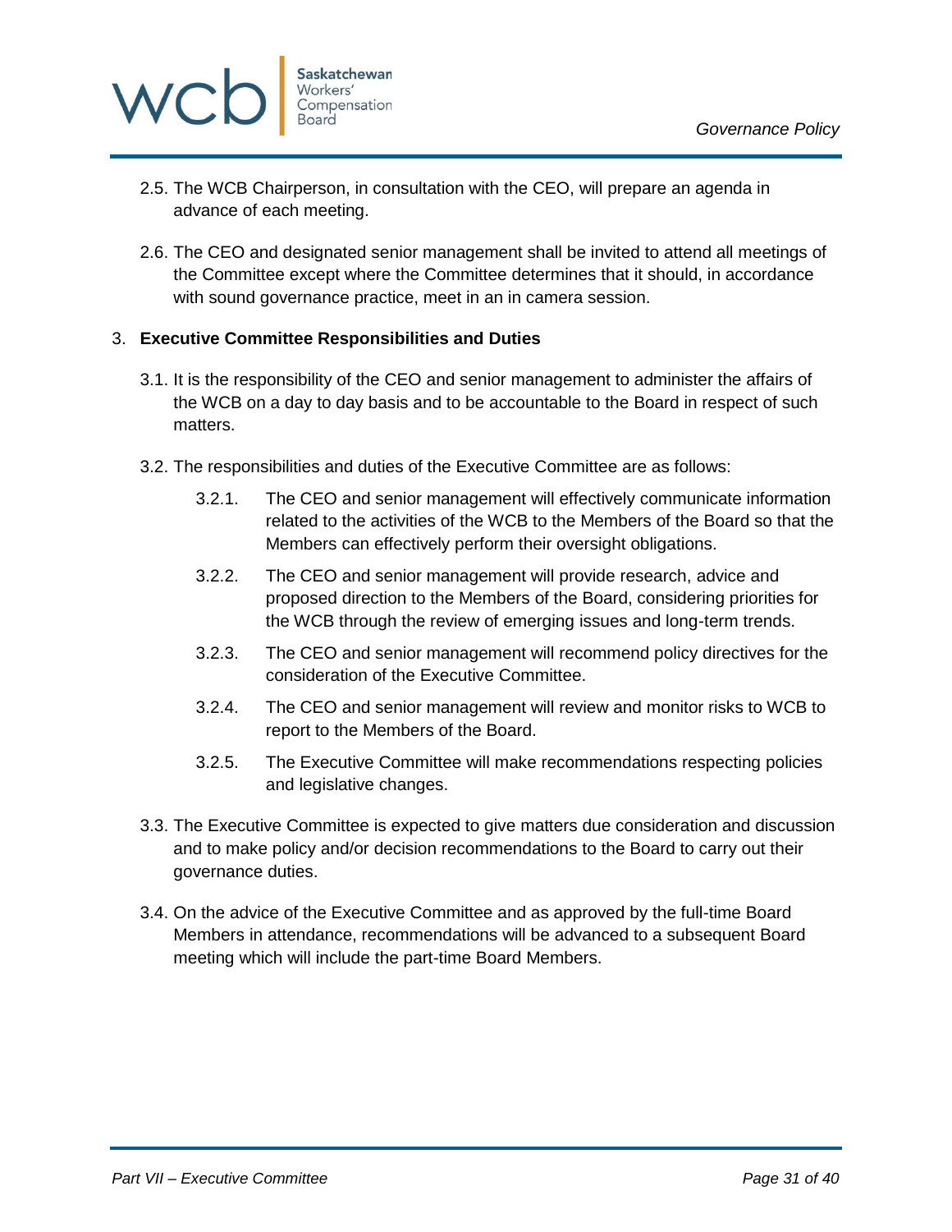2.5. The WCB Chairperson, in consultation with the CEO, will prepare an agenda in advance of each meeting.

2.6. The CEO and designated senior management shall be invited to attend all meetings of the Committee except where the Committee determines that it should, in accordance with sound governance practice, meet in an in camera session.

3. **Executive Committee Responsibilities and Duties**

3.1. It is the responsibility of the CEO and senior management to administer the affairs of the WCB on a day to day basis and to be accountable to the Board in respect of such matters.

3.2. The responsibilities and duties of the Executive Committee are as follows:

3.2.1. The CEO and senior management will effectively communicate information related to the activities of the WCB to the Members of the Board so that the Members can effectively perform their oversight obligations.

3.2.2. The CEO and senior management will provide research, advice and proposed direction to the Members of the Board, considering priorities for the WCB through the review of emerging issues and long-term trends.

3.2.3. The CEO and senior management will recommend policy directives for the consideration of the Executive Committee.

3.2.4. The CEO and senior management will review and monitor risks to WCB to report to the Members of the Board.

3.2.5. The Executive Committee will make recommendations respecting policies and legislative changes.

3.3. The Executive Committee is expected to give matters due consideration and discussion and to make policy and/or decision recommendations to the Board to carry out their governance duties.

3.4. On the advice of the Executive Committee and as approved by the full-time Board Members in attendance, recommendations will be advanced to a subsequent Board meeting which will include the part-time Board Members.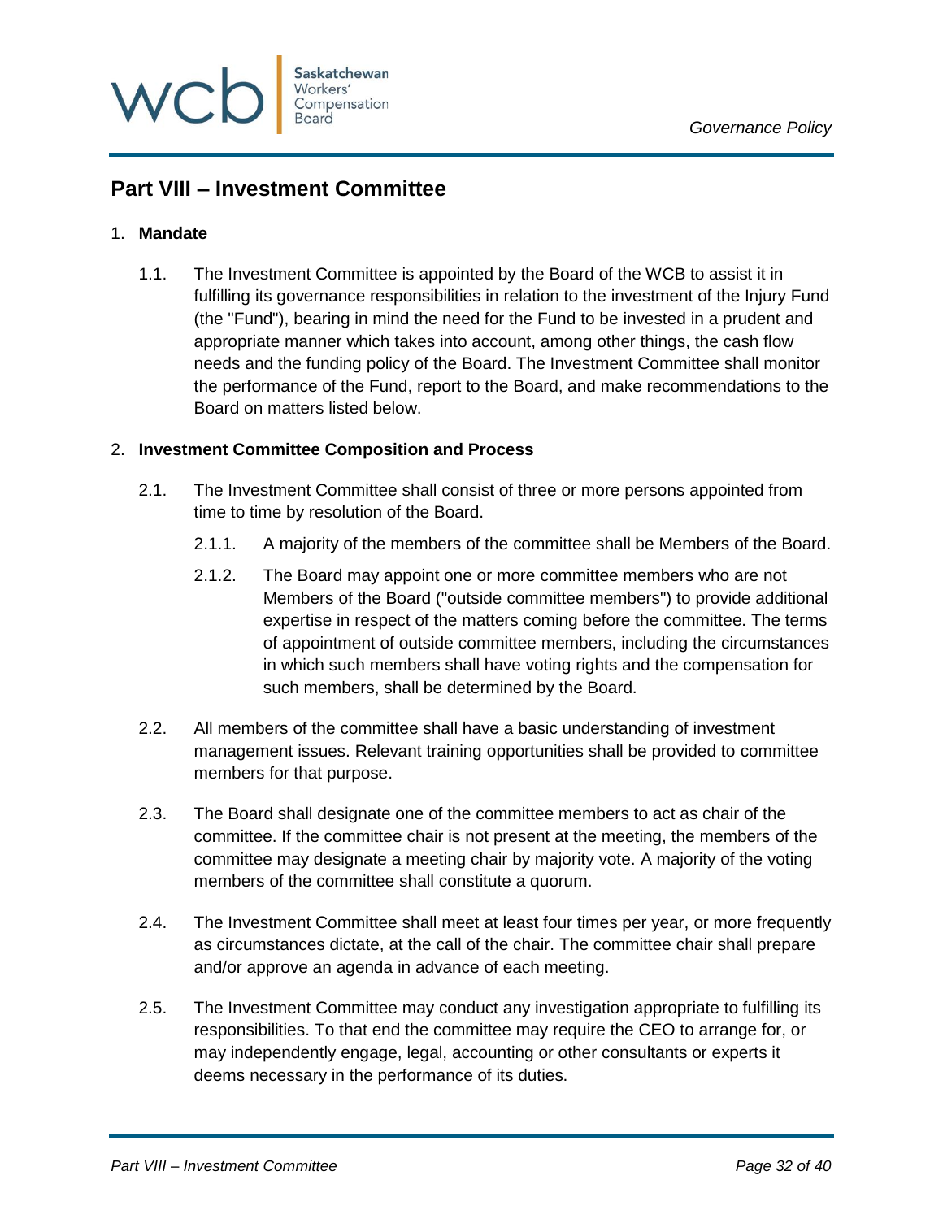## Part VIII – Investment Committee

1. **Mandate**

   1.1. The Investment Committee is appointed by the Board of the WCB to assist it in fulfilling its governance responsibilities in relation to the investment of the Injury Fund (the "Fund"), bearing in mind the need for the Fund to be invested in a prudent and appropriate manner which takes into account, among other things, the cash flow needs and the funding policy of the Board. The Investment Committee shall monitor the performance of the Fund, report to the Board, and make recommendations to the Board on matters listed below.

2. **Investment Committee Composition and Process**

   2.1. The Investment Committee shall consist of three or more persons appointed from time to time by resolution of the Board.

      2.1.1. A majority of the members of the committee shall be Members of the Board.

      2.1.2. The Board may appoint one or more committee members who are not Members of the Board ("outside committee members") to provide additional expertise in respect of the matters coming before the committee. The terms of appointment of outside committee members, including the circumstances in which such members shall have voting rights and the compensation for such members, shall be determined by the Board.

   2.2. All members of the committee shall have a basic understanding of investment management issues. Relevant training opportunities shall be provided to committee members for that purpose.

   2.3. The Board shall designate one of the committee members to act as chair of the committee. If the committee chair is not present at the meeting, the members of the committee may designate a meeting chair by majority vote. A majority of the voting members of the committee shall constitute a quorum.

   2.4. The Investment Committee shall meet at least four times per year, or more frequently as circumstances dictate, at the call of the chair. The committee chair shall prepare and/or approve an agenda in advance of each meeting.

   2.5. The Investment Committee may conduct any investigation appropriate to fulfilling its responsibilities. To that end the committee may require the CEO to arrange for, or may independently engage, legal, accounting or other consultants or experts it deems necessary in the performance of its duties.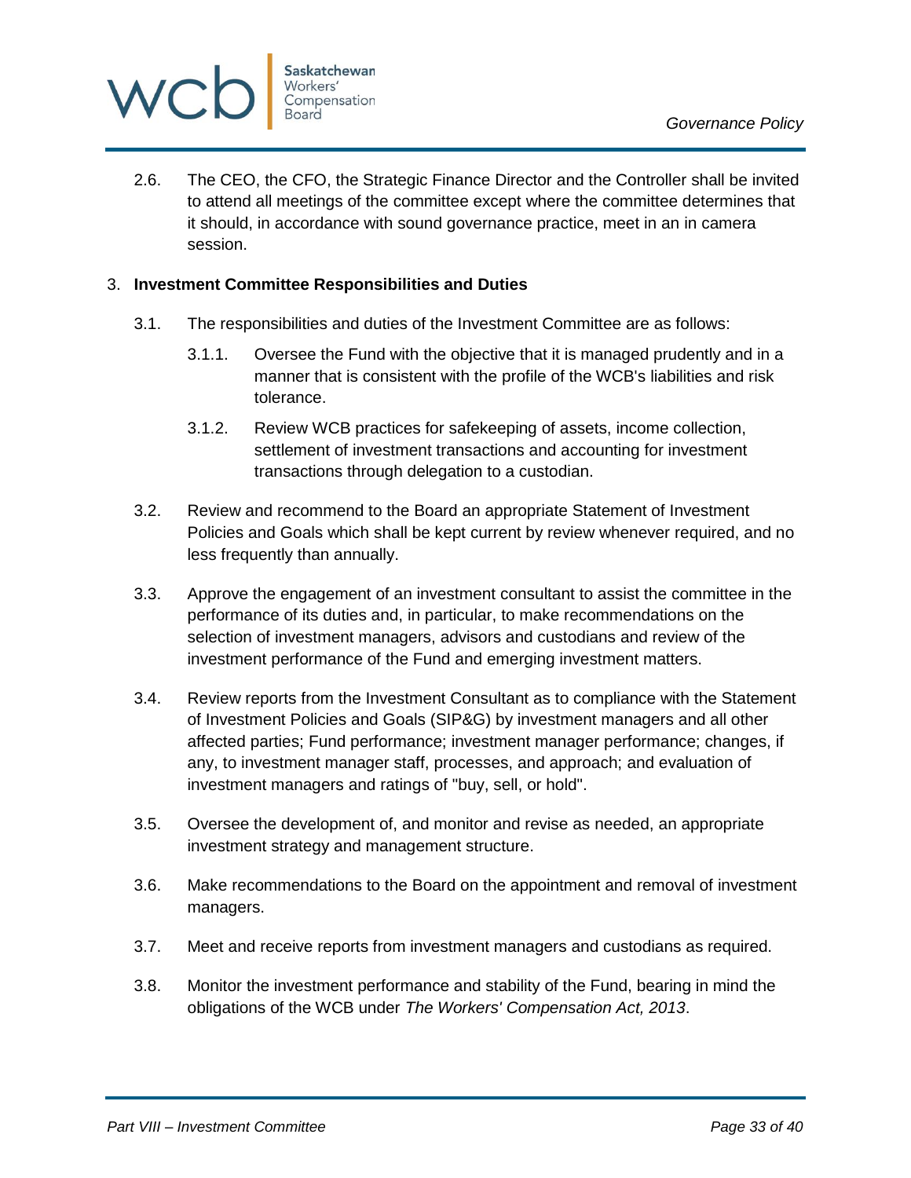2.6. The CEO, the CFO, the Strategic Finance Director and the Controller shall be invited to attend all meetings of the committee except where the committee determines that it should, in accordance with sound governance practice, meet in an in camera session.

3. **Investment Committee Responsibilities and Duties**

3.1. The responsibilities and duties of the Investment Committee are as follows:

3.1.1. Oversee the Fund with the objective that it is managed prudently and in a manner that is consistent with the profile of the WCB's liabilities and risk tolerance.

3.1.2. Review WCB practices for safekeeping of assets, income collection, settlement of investment transactions and accounting for investment transactions through delegation to a custodian.

3.2. Review and recommend to the Board an appropriate Statement of Investment Policies and Goals which shall be kept current by review whenever required, and no less frequently than annually.

3.3. Approve the engagement of an investment consultant to assist the committee in the performance of its duties and, in particular, to make recommendations on the selection of investment managers, advisors and custodians and review of the investment performance of the Fund and emerging investment matters.

3.4. Review reports from the Investment Consultant as to compliance with the Statement of Investment Policies and Goals (SIP&G) by investment managers and all other affected parties; Fund performance; investment manager performance; changes, if any, to investment manager staff, processes, and approach; and evaluation of investment managers and ratings of "buy, sell, or hold".

3.5. Oversee the development of, and monitor and revise as needed, an appropriate investment strategy and management structure.

3.6. Make recommendations to the Board on the appointment and removal of investment managers.

3.7. Meet and receive reports from investment managers and custodians as required.

3.8. Monitor the investment performance and stability of the Fund, bearing in mind the obligations of the WCB under *The Workers' Compensation Act, 2013*.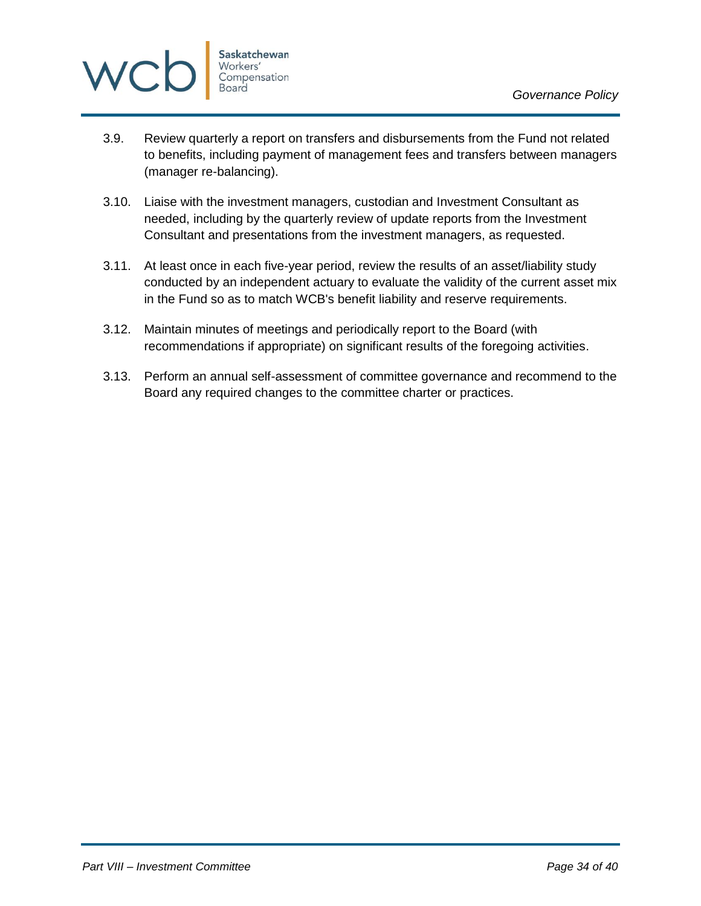3.9. Review quarterly a report on transfers and disbursements from the Fund not related to benefits, including payment of management fees and transfers between managers (manager re-balancing).

3.10. Liaise with the investment managers, custodian and Investment Consultant as needed, including by the quarterly review of update reports from the Investment Consultant and presentations from the investment managers, as requested.

3.11. At least once in each five-year period, review the results of an asset/liability study conducted by an independent actuary to evaluate the validity of the current asset mix in the Fund so as to match WCB's benefit liability and reserve requirements.

3.12. Maintain minutes of meetings and periodically report to the Board (with recommendations if appropriate) on significant results of the foregoing activities.

3.13. Perform an annual self-assessment of committee governance and recommend to the Board any required changes to the committee charter or practices.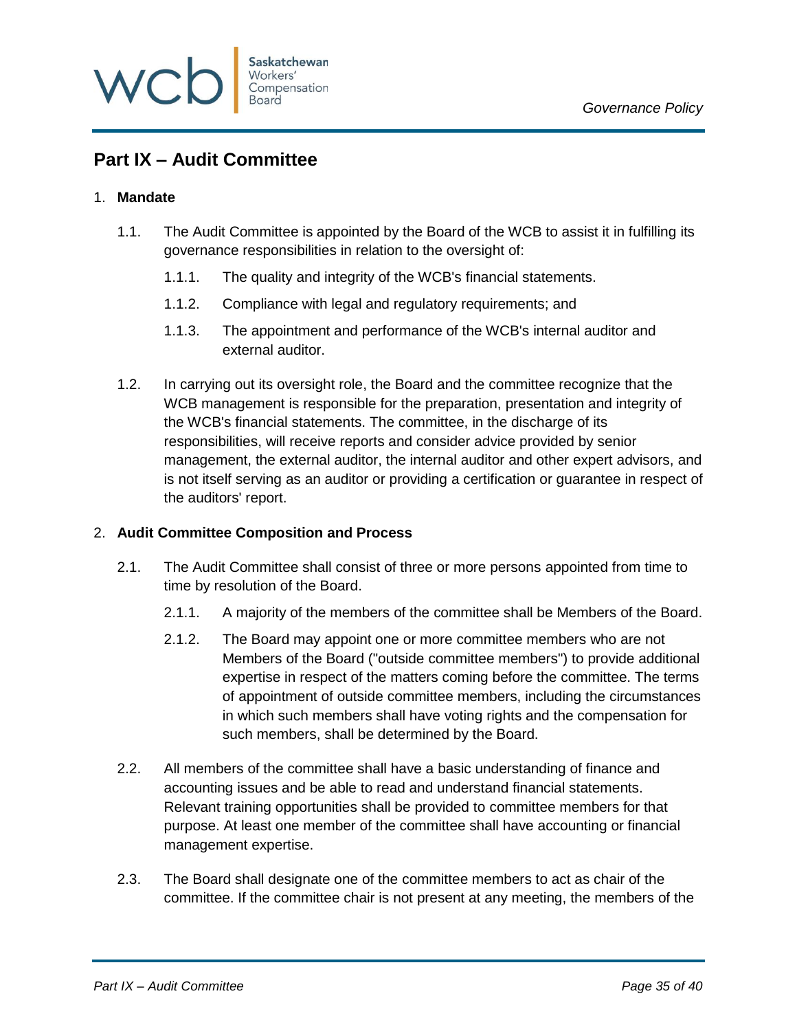## Part IX – Audit Committee

1. **Mandate**

   1.1. The Audit Committee is appointed by the Board of the WCB to assist it in fulfilling its governance responsibilities in relation to the oversight of:

      1.1.1. The quality and integrity of the WCB's financial statements.

      1.1.2. Compliance with legal and regulatory requirements; and

      1.1.3. The appointment and performance of the WCB's internal auditor and external auditor.

   1.2. In carrying out its oversight role, the Board and the committee recognize that the WCB management is responsible for the preparation, presentation and integrity of the WCB's financial statements. The committee, in the discharge of its responsibilities, will receive reports and consider advice provided by senior management, the external auditor, the internal auditor and other expert advisors, and is not itself serving as an auditor or providing a certification or guarantee in respect of the auditors' report.

2. **Audit Committee Composition and Process**

   2.1. The Audit Committee shall consist of three or more persons appointed from time to time by resolution of the Board.

      2.1.1. A majority of the members of the committee shall be Members of the Board.

      2.1.2. The Board may appoint one or more committee members who are not Members of the Board ("outside committee members") to provide additional expertise in respect of the matters coming before the committee. The terms of appointment of outside committee members, including the circumstances in which such members shall have voting rights and the compensation for such members, shall be determined by the Board.

   2.2. All members of the committee shall have a basic understanding of finance and accounting issues and be able to read and understand financial statements. Relevant training opportunities shall be provided to committee members for that purpose. At least one member of the committee shall have accounting or financial management expertise.

   2.3. The Board shall designate one of the committee members to act as chair of the committee. If the committee chair is not present at any meeting, the members of the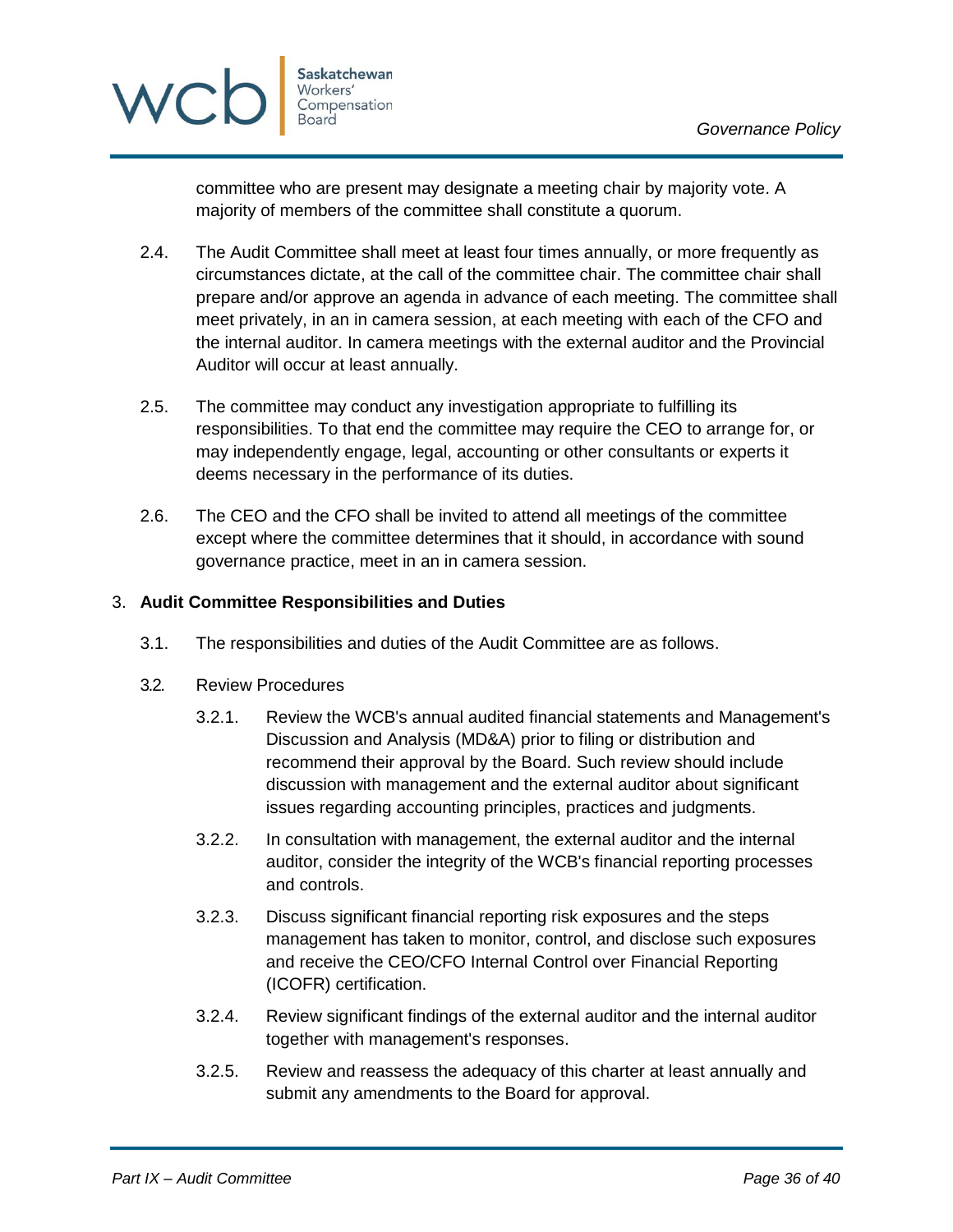committee who are present may designate a meeting chair by majority vote. A majority of members of the committee shall constitute a quorum.

2.4. The Audit Committee shall meet at least four times annually, or more frequently as circumstances dictate, at the call of the committee chair. The committee chair shall prepare and/or approve an agenda in advance of each meeting. The committee shall meet privately, in an in camera session, at each meeting with each of the CFO and the internal auditor. In camera meetings with the external auditor and the Provincial Auditor will occur at least annually.

2.5. The committee may conduct any investigation appropriate to fulfilling its responsibilities. To that end the committee may require the CEO to arrange for, or may independently engage, legal, accounting or other consultants or experts it deems necessary in the performance of its duties.

2.6. The CEO and the CFO shall be invited to attend all meetings of the committee except where the committee determines that it should, in accordance with sound governance practice, meet in an in camera session.

## 3. Audit Committee Responsibilities and Duties

3.1. The responsibilities and duties of the Audit Committee are as follows.

3.2. Review Procedures

3.2.1. Review the WCB's annual audited financial statements and Management's Discussion and Analysis (MD&A) prior to filing or distribution and recommend their approval by the Board. Such review should include discussion with management and the external auditor about significant issues regarding accounting principles, practices and judgments.

3.2.2. In consultation with management, the external auditor and the internal auditor, consider the integrity of the WCB's financial reporting processes and controls.

3.2.3. Discuss significant financial reporting risk exposures and the steps management has taken to monitor, control, and disclose such exposures and receive the CEO/CFO Internal Control over Financial Reporting (ICOFR) certification.

3.2.4. Review significant findings of the external auditor and the internal auditor together with management's responses.

3.2.5. Review and reassess the adequacy of this charter at least annually and submit any amendments to the Board for approval.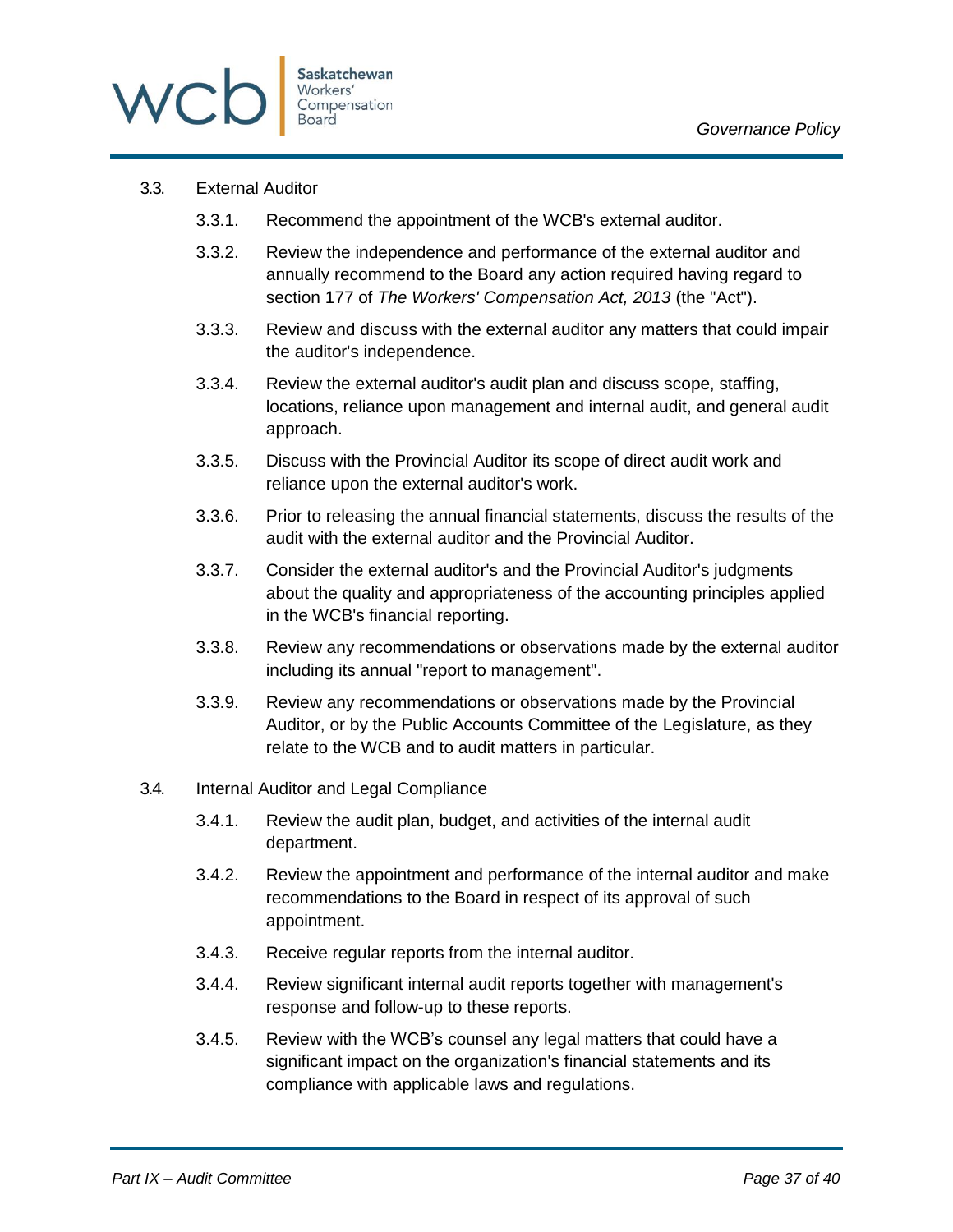3.3. External Auditor

3.3.1. Recommend the appointment of the WCB's external auditor.

3.3.2. Review the independence and performance of the external auditor and annually recommend to the Board any action required having regard to section 177 of *The Workers' Compensation Act, 2013* (the "Act").

3.3.3. Review and discuss with the external auditor any matters that could impair the auditor's independence.

3.3.4. Review the external auditor's audit plan and discuss scope, staffing, locations, reliance upon management and internal audit, and general audit approach.

3.3.5. Discuss with the Provincial Auditor its scope of direct audit work and reliance upon the external auditor's work.

3.3.6. Prior to releasing the annual financial statements, discuss the results of the audit with the external auditor and the Provincial Auditor.

3.3.7. Consider the external auditor's and the Provincial Auditor's judgments about the quality and appropriateness of the accounting principles applied in the WCB's financial reporting.

3.3.8. Review any recommendations or observations made by the external auditor including its annual "report to management".

3.3.9. Review any recommendations or observations made by the Provincial Auditor, or by the Public Accounts Committee of the Legislature, as they relate to the WCB and to audit matters in particular.

3.4. Internal Auditor and Legal Compliance

3.4.1. Review the audit plan, budget, and activities of the internal audit department.

3.4.2. Review the appointment and performance of the internal auditor and make recommendations to the Board in respect of its approval of such appointment.

3.4.3. Receive regular reports from the internal auditor.

3.4.4. Review significant internal audit reports together with management's response and follow-up to these reports.

3.4.5. Review with the WCB's counsel any legal matters that could have a significant impact on the organization's financial statements and its compliance with applicable laws and regulations.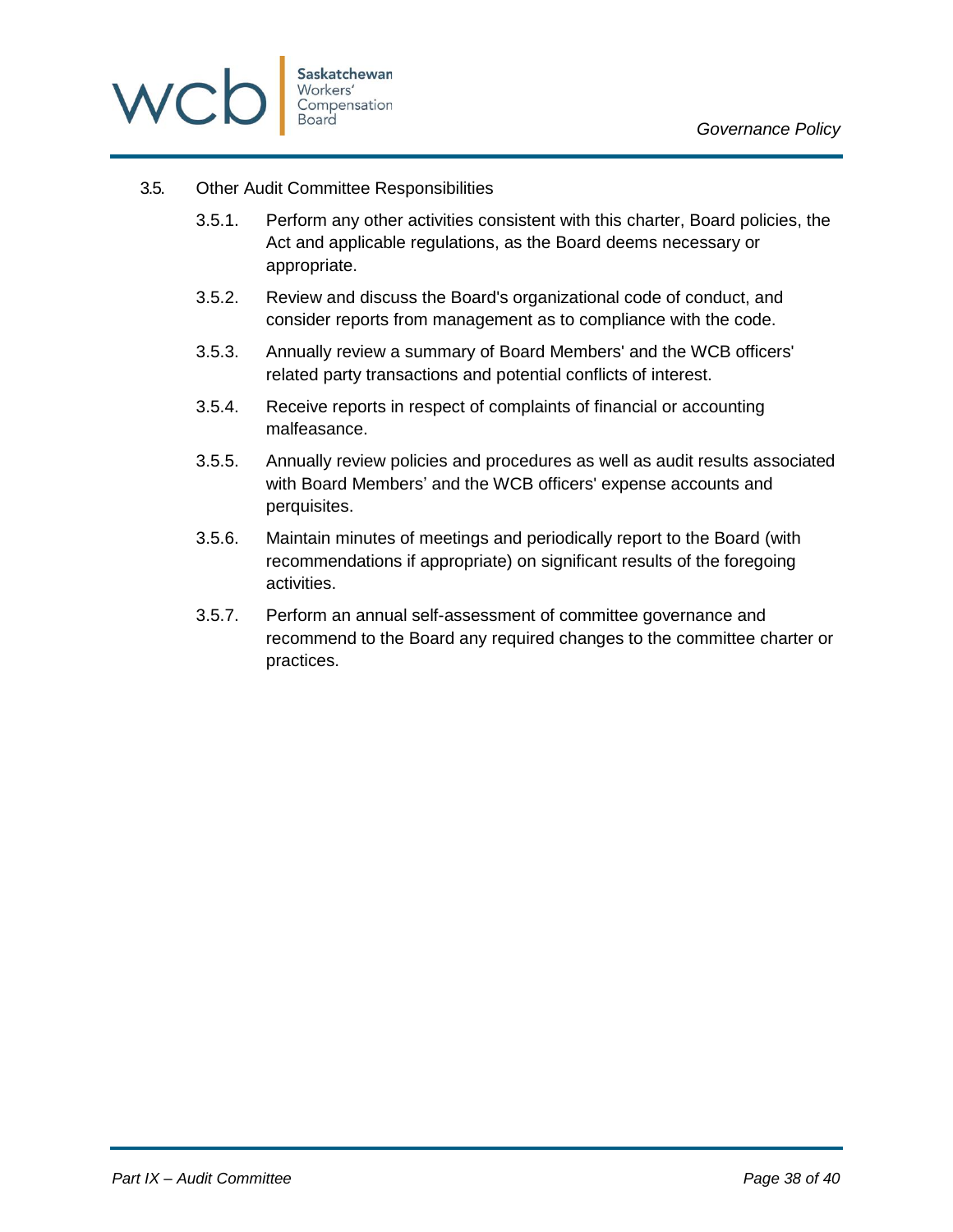### 3.5. Other Audit Committee Responsibilities

3.5.1. Perform any other activities consistent with this charter, Board policies, the Act and applicable regulations, as the Board deems necessary or appropriate.

3.5.2. Review and discuss the Board's organizational code of conduct, and consider reports from management as to compliance with the code.

3.5.3. Annually review a summary of Board Members' and the WCB officers' related party transactions and potential conflicts of interest.

3.5.4. Receive reports in respect of complaints of financial or accounting malfeasance.

3.5.5. Annually review policies and procedures as well as audit results associated with Board Members' and the WCB officers' expense accounts and perquisites.

3.5.6. Maintain minutes of meetings and periodically report to the Board (with recommendations if appropriate) on significant results of the foregoing activities.

3.5.7. Perform an annual self-assessment of committee governance and recommend to the Board any required changes to the committee charter or practices.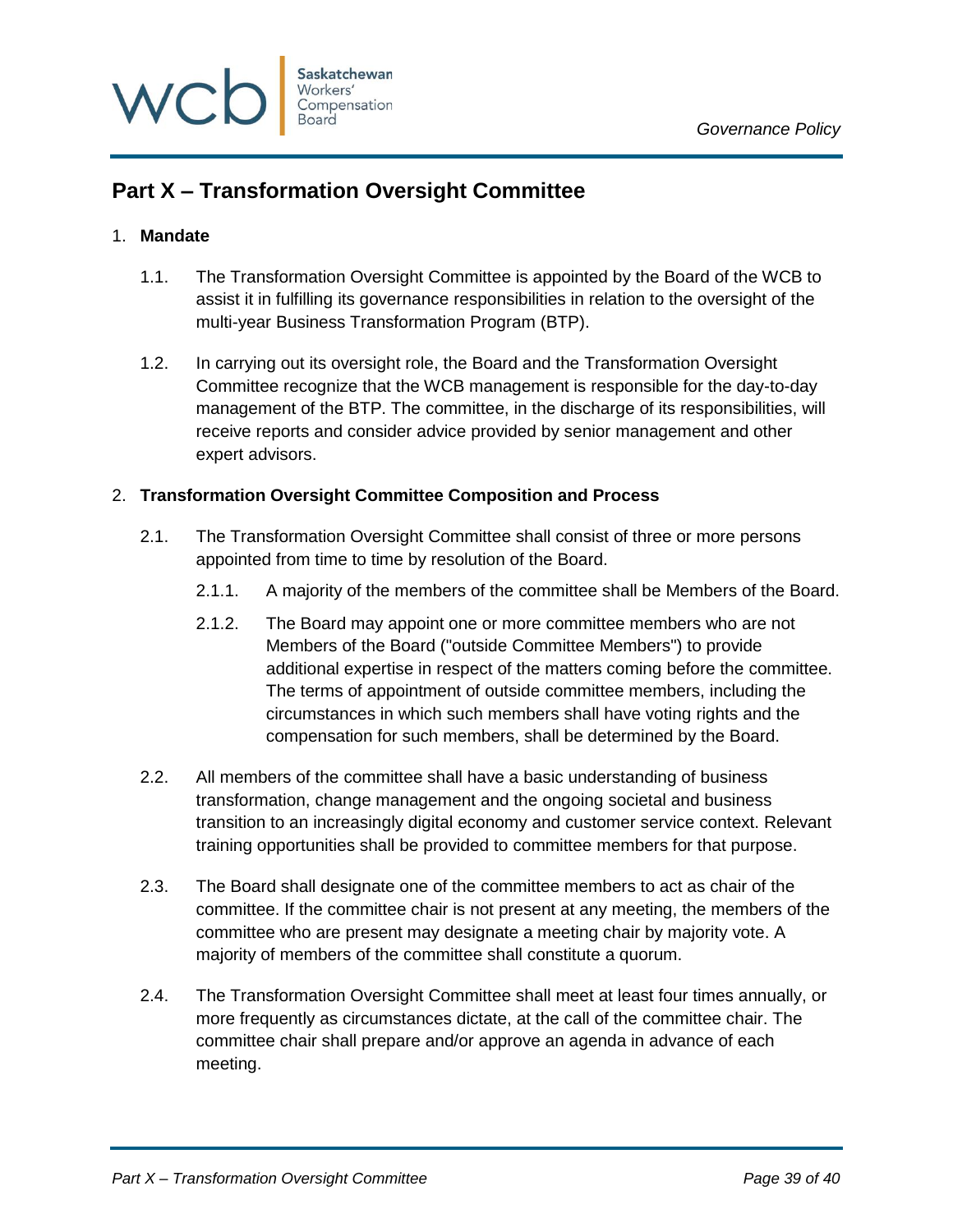## Part X – Transformation Oversight Committee

1. **Mandate**

   1.1. The Transformation Oversight Committee is appointed by the Board of the WCB to assist it in fulfilling its governance responsibilities in relation to the oversight of the multi-year Business Transformation Program (BTP).

   1.2. In carrying out its oversight role, the Board and the Transformation Oversight Committee recognize that the WCB management is responsible for the day-to-day management of the BTP. The committee, in the discharge of its responsibilities, will receive reports and consider advice provided by senior management and other expert advisors.

2. **Transformation Oversight Committee Composition and Process**

   2.1. The Transformation Oversight Committee shall consist of three or more persons appointed from time to time by resolution of the Board.

      2.1.1. A majority of the members of the committee shall be Members of the Board.

      2.1.2. The Board may appoint one or more committee members who are not Members of the Board ("outside Committee Members") to provide additional expertise in respect of the matters coming before the committee. The terms of appointment of outside committee members, including the circumstances in which such members shall have voting rights and the compensation for such members, shall be determined by the Board.

   2.2. All members of the committee shall have a basic understanding of business transformation, change management and the ongoing societal and business transition to an increasingly digital economy and customer service context. Relevant training opportunities shall be provided to committee members for that purpose.

   2.3. The Board shall designate one of the committee members to act as chair of the committee. If the committee chair is not present at any meeting, the members of the committee who are present may designate a meeting chair by majority vote. A majority of members of the committee shall constitute a quorum.

   2.4. The Transformation Oversight Committee shall meet at least four times annually, or more frequently as circumstances dictate, at the call of the committee chair. The committee chair shall prepare and/or approve an agenda in advance of each meeting.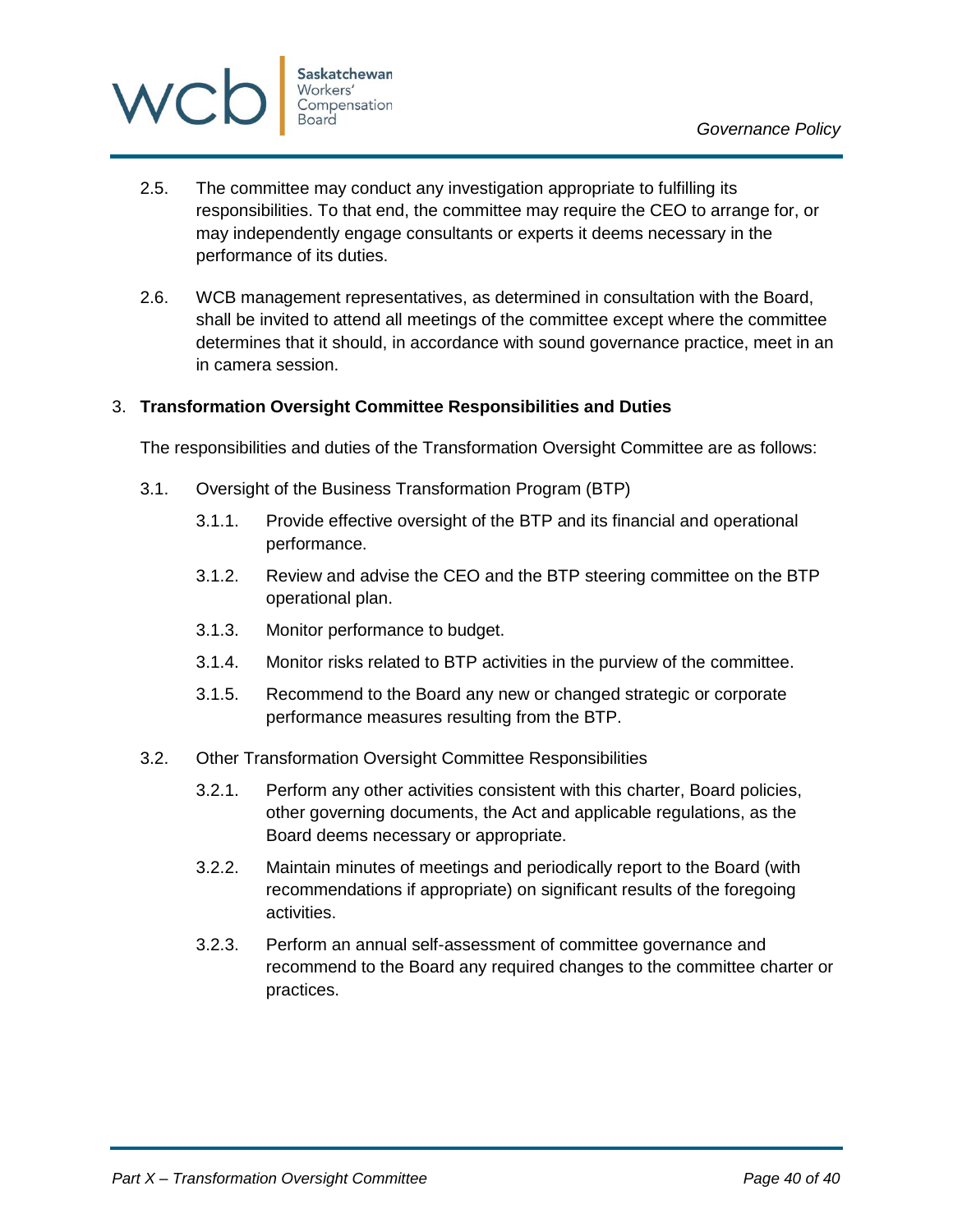2.5. The committee may conduct any investigation appropriate to fulfilling its responsibilities. To that end, the committee may require the CEO to arrange for, or may independently engage consultants or experts it deems necessary in the performance of its duties.

2.6. WCB management representatives, as determined in consultation with the Board, shall be invited to attend all meetings of the committee except where the committee determines that it should, in accordance with sound governance practice, meet in an in camera session.

3. **Transformation Oversight Committee Responsibilities and Duties**

The responsibilities and duties of the Transformation Oversight Committee are as follows:

3.1. Oversight of the Business Transformation Program (BTP)

3.1.1. Provide effective oversight of the BTP and its financial and operational performance.

3.1.2. Review and advise the CEO and the BTP steering committee on the BTP operational plan.

3.1.3. Monitor performance to budget.

3.1.4. Monitor risks related to BTP activities in the purview of the committee.

3.1.5. Recommend to the Board any new or changed strategic or corporate performance measures resulting from the BTP.

3.2. Other Transformation Oversight Committee Responsibilities

3.2.1. Perform any other activities consistent with this charter, Board policies, other governing documents, the Act and applicable regulations, as the Board deems necessary or appropriate.

3.2.2. Maintain minutes of meetings and periodically report to the Board (with recommendations if appropriate) on significant results of the foregoing activities.

3.2.3. Perform an annual self-assessment of committee governance and recommend to the Board any required changes to the committee charter or practices.